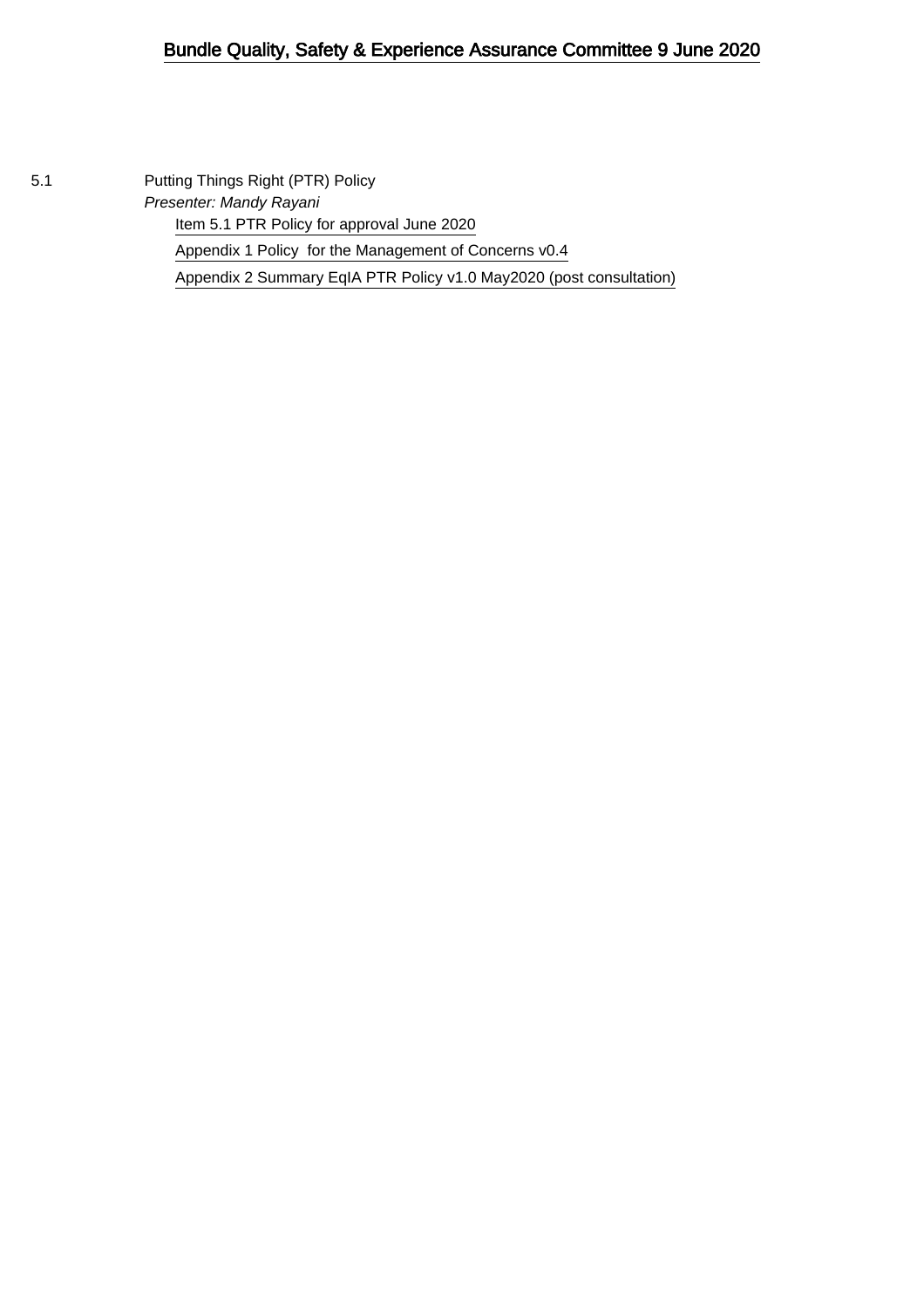# Bundle Quality, Safety & Experience Assurance Committee 9 June 2020

5.1 Putting Things Right (PTR) Policy

*Presenter: Mandy Rayani*

- Item 5.1 PTR Policy for approval June 2020
- Appendix 1 Policy for the Management of Concerns v0.4
- Appendix 2 Summary EqIA PTR Policy v1.0 May2020 (post consultation)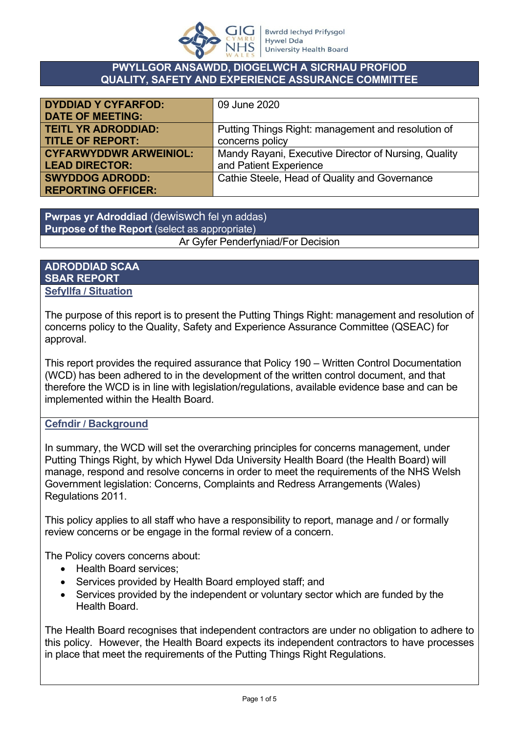## PWYLLGOR ANSAWDD, DIOGELWCH A SICRHAU PROFIOD
## QUALITY, SAFETY AND EXPERIENCE ASSURANCE COMMITTEE

| | |
|---|---|
| **DYDDIAD Y CYFARFOD: DATE OF MEETING:** | 09 June 2020 |
| **TEITL YR ADRODDIAD: TITLE OF REPORT:** | Putting Things Right: management and resolution of concerns policy |
| **CYFARWYDDWR ARWEINIOL: LEAD DIRECTOR:** | Mandy Rayani, Executive Director of Nursing, Quality and Patient Experience |
| **SWYDDOG ADRODD: REPORTING OFFICER:** | Cathie Steele, Head of Quality and Governance |

| **Pwrpas yr Adroddiad** (dewiswch fel yn addas) **Purpose of the Report** (select as appropriate) |
|---|
| Ar Gyfer Penderfyniad/For Decision |

## ADRODDIAD SCAA
## SBAR REPORT

### Sefyllfa / Situation

The purpose of this report is to present the Putting Things Right: management and resolution of concerns policy to the Quality, Safety and Experience Assurance Committee (QSEAC) for approval.

This report provides the required assurance that Policy 190 – Written Control Documentation (WCD) has been adhered to in the development of the written control document, and that therefore the WCD is in line with legislation/regulations, available evidence base and can be implemented within the Health Board.

### Cefndir / Background

In summary, the WCD will set the overarching principles for concerns management, under Putting Things Right, by which Hywel Dda University Health Board (the Health Board) will manage, respond and resolve concerns in order to meet the requirements of the NHS Welsh Government legislation: Concerns, Complaints and Redress Arrangements (Wales) Regulations 2011.

This policy applies to all staff who have a responsibility to report, manage and / or formally review concerns or be engage in the formal review of a concern.

The Policy covers concerns about:

- Health Board services;
- Services provided by Health Board employed staff; and
- Services provided by the independent or voluntary sector which are funded by the Health Board.

The Health Board recognises that independent contractors are under no obligation to adhere to this policy. However, the Health Board expects its independent contractors to have processes in place that meet the requirements of the Putting Things Right Regulations.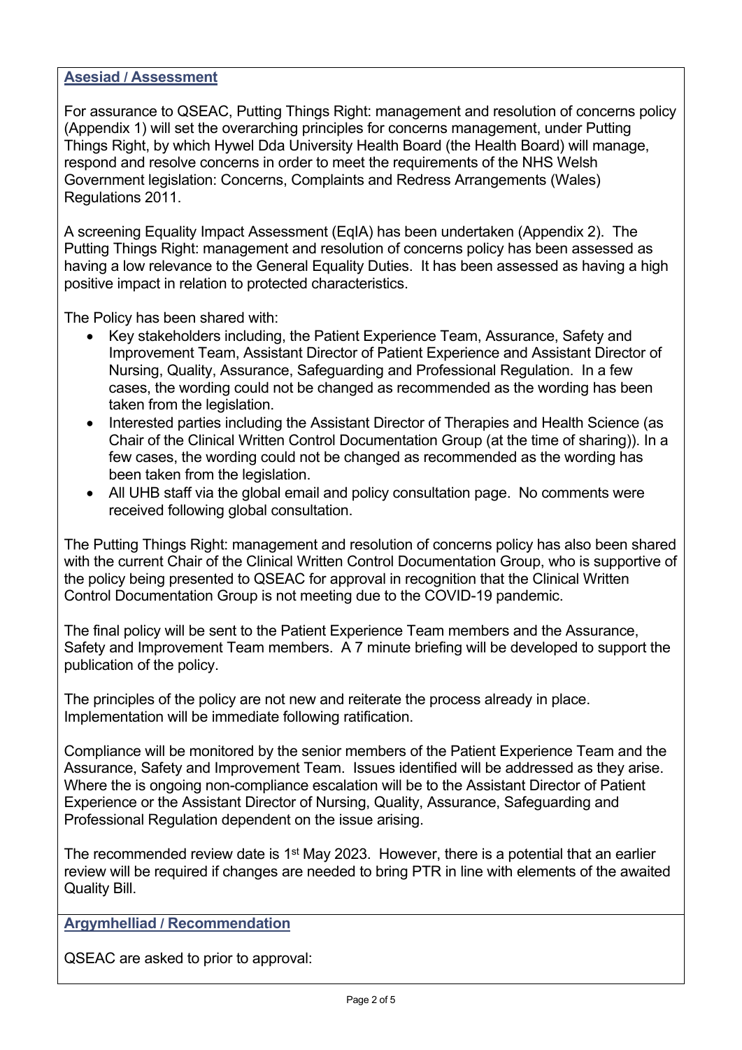## Asesiad / Assessment

For assurance to QSEAC, Putting Things Right: management and resolution of concerns policy (Appendix 1) will set the overarching principles for concerns management, under Putting Things Right, by which Hywel Dda University Health Board (the Health Board) will manage, respond and resolve concerns in order to meet the requirements of the NHS Welsh Government legislation: Concerns, Complaints and Redress Arrangements (Wales) Regulations 2011.

A screening Equality Impact Assessment (EqIA) has been undertaken (Appendix 2). The Putting Things Right: management and resolution of concerns policy has been assessed as having a low relevance to the General Equality Duties. It has been assessed as having a high positive impact in relation to protected characteristics.

The Policy has been shared with:

- Key stakeholders including, the Patient Experience Team, Assurance, Safety and Improvement Team, Assistant Director of Patient Experience and Assistant Director of Nursing, Quality, Assurance, Safeguarding and Professional Regulation. In a few cases, the wording could not be changed as recommended as the wording has been taken from the legislation.
- Interested parties including the Assistant Director of Therapies and Health Science (as Chair of the Clinical Written Control Documentation Group (at the time of sharing)). In a few cases, the wording could not be changed as recommended as the wording has been taken from the legislation.
- All UHB staff via the global email and policy consultation page. No comments were received following global consultation.

The Putting Things Right: management and resolution of concerns policy has also been shared with the current Chair of the Clinical Written Control Documentation Group, who is supportive of the policy being presented to QSEAC for approval in recognition that the Clinical Written Control Documentation Group is not meeting due to the COVID-19 pandemic.

The final policy will be sent to the Patient Experience Team members and the Assurance, Safety and Improvement Team members. A 7 minute briefing will be developed to support the publication of the policy.

The principles of the policy are not new and reiterate the process already in place. Implementation will be immediate following ratification.

Compliance will be monitored by the senior members of the Patient Experience Team and the Assurance, Safety and Improvement Team. Issues identified will be addressed as they arise. Where the is ongoing non-compliance escalation will be to the Assistant Director of Patient Experience or the Assistant Director of Nursing, Quality, Assurance, Safeguarding and Professional Regulation dependent on the issue arising.

The recommended review date is 1st May 2023. However, there is a potential that an earlier review will be required if changes are needed to bring PTR in line with elements of the awaited Quality Bill.

## Argymhelliad / Recommendation

QSEAC are asked to prior to approval: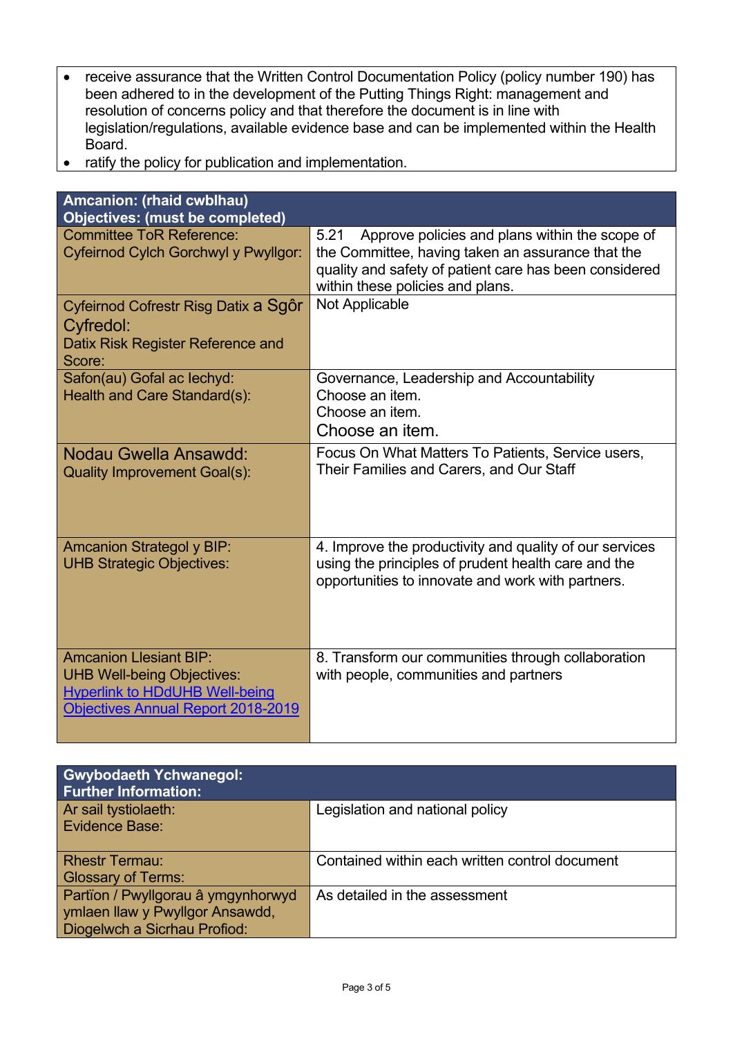- receive assurance that the Written Control Documentation Policy (policy number 190) has been adhered to in the development of the Putting Things Right: management and resolution of concerns policy and that therefore the document is in line with legislation/regulations, available evidence base and can be implemented within the Health Board.
- ratify the policy for publication and implementation.

| **Amcanion: (rhaid cwblhau)<br>Objectives: (must be completed)** | |
|---|---|
| Committee ToR Reference:<br>Cyfeirnod Cylch Gorchwyl y Pwyllgor: | 5.21 Approve policies and plans within the scope of the Committee, having taken an assurance that the quality and safety of patient care has been considered within these policies and plans. |
| Cyfeirnod Cofrestr Risg Datix a Sgôr Cyfredol:<br>Datix Risk Register Reference and Score: | Not Applicable |
| Safon(au) Gofal ac Iechyd:<br>Health and Care Standard(s): | Governance, Leadership and Accountability<br>Choose an item.<br>Choose an item.<br>Choose an item. |
| Nodau Gwella Ansawdd:<br>Quality Improvement Goal(s): | Focus On What Matters To Patients, Service users, Their Families and Carers, and Our Staff |
| Amcanion Strategol y BIP:<br>UHB Strategic Objectives: | 4. Improve the productivity and quality of our services using the principles of prudent health care and the opportunities to innovate and work with partners. |
| Amcanion Llesiant BIP:<br>UHB Well-being Objectives:<br>Hyperlink to HDdUHB Well-being Objectives Annual Report 2018-2019 | 8. Transform our communities through collaboration with people, communities and partners |

| **Gwybodaeth Ychwanegol:<br>Further Information:** | |
|---|---|
| Ar sail tystiolaeth:<br>Evidence Base: | Legislation and national policy |
| Rhestr Termau:<br>Glossary of Terms: | Contained within each written control document |
| Partïon / Pwyllgorau â ymgynhorwyd ymlaen llaw y Pwyllgor Ansawdd, Diogelwch a Sicrhau Profiod: | As detailed in the assessment |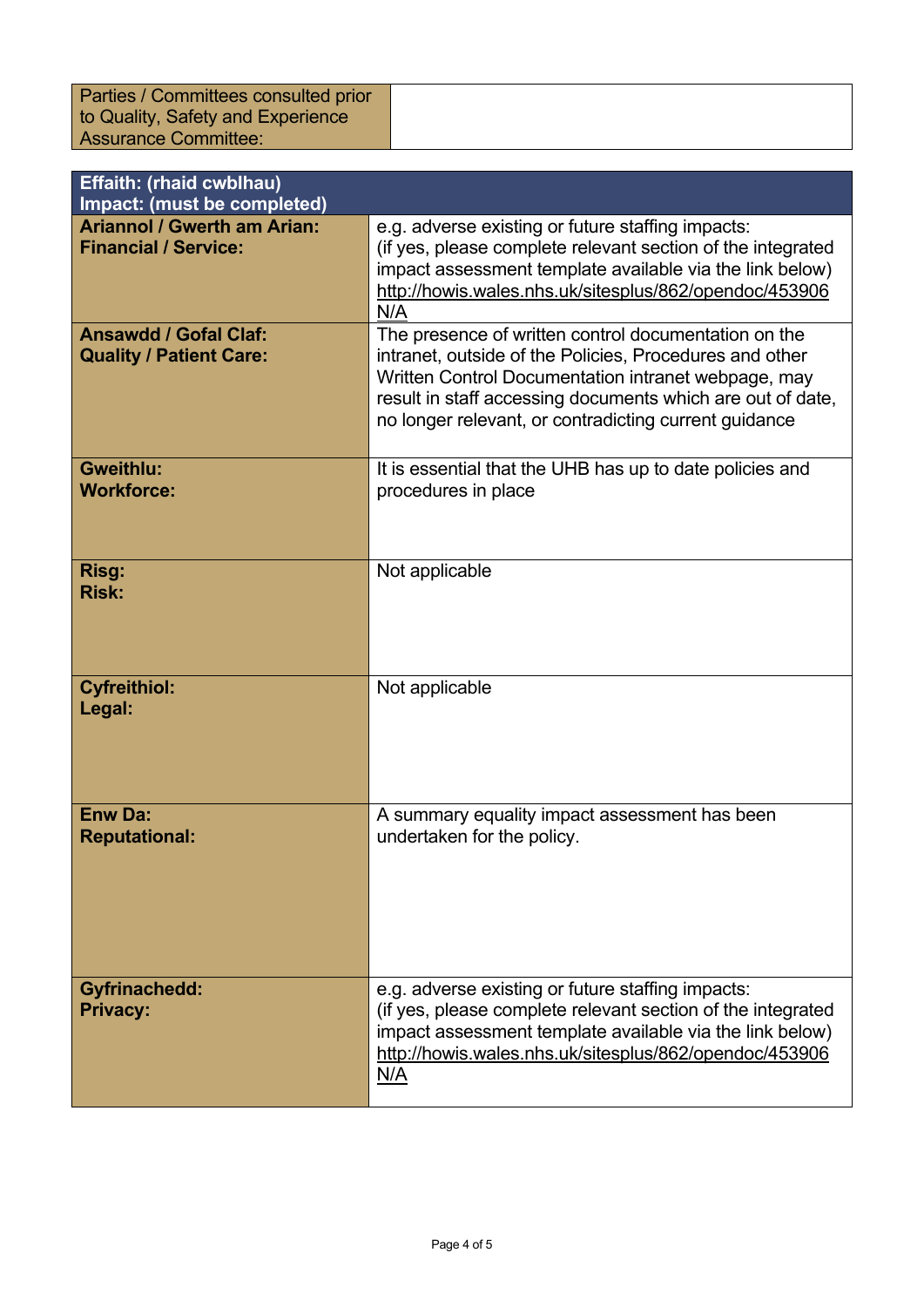| Parties / Committees consulted prior to Quality, Safety and Experience Assurance Committee: | |
|---|---|

| **Effaith: (rhaid cwblhau)<br>Impact: (must be completed)** | |
|---|---|
| **Ariannol / Gwerth am Arian:<br>Financial / Service:** | e.g. adverse existing or future staffing impacts:<br>(if yes, please complete relevant section of the integrated impact assessment template available via the link below)<br>http://howis.wales.nhs.uk/sitesplus/862/opendoc/453906<br>N/A |
| **Ansawdd / Gofal Claf:<br>Quality / Patient Care:** | The presence of written control documentation on the intranet, outside of the Policies, Procedures and other Written Control Documentation intranet webpage, may result in staff accessing documents which are out of date, no longer relevant, or contradicting current guidance |
| **Gweithlu:<br>Workforce:** | It is essential that the UHB has up to date policies and procedures in place |
| **Risg:<br>Risk:** | Not applicable |
| **Cyfreithiol:<br>Legal:** | Not applicable |
| **Enw Da:<br>Reputational:** | A summary equality impact assessment has been undertaken for the policy. |
| **Gyfrinachedd:<br>Privacy:** | e.g. adverse existing or future staffing impacts:<br>(if yes, please complete relevant section of the integrated impact assessment template available via the link below)<br>http://howis.wales.nhs.uk/sitesplus/862/opendoc/453906<br>N/A |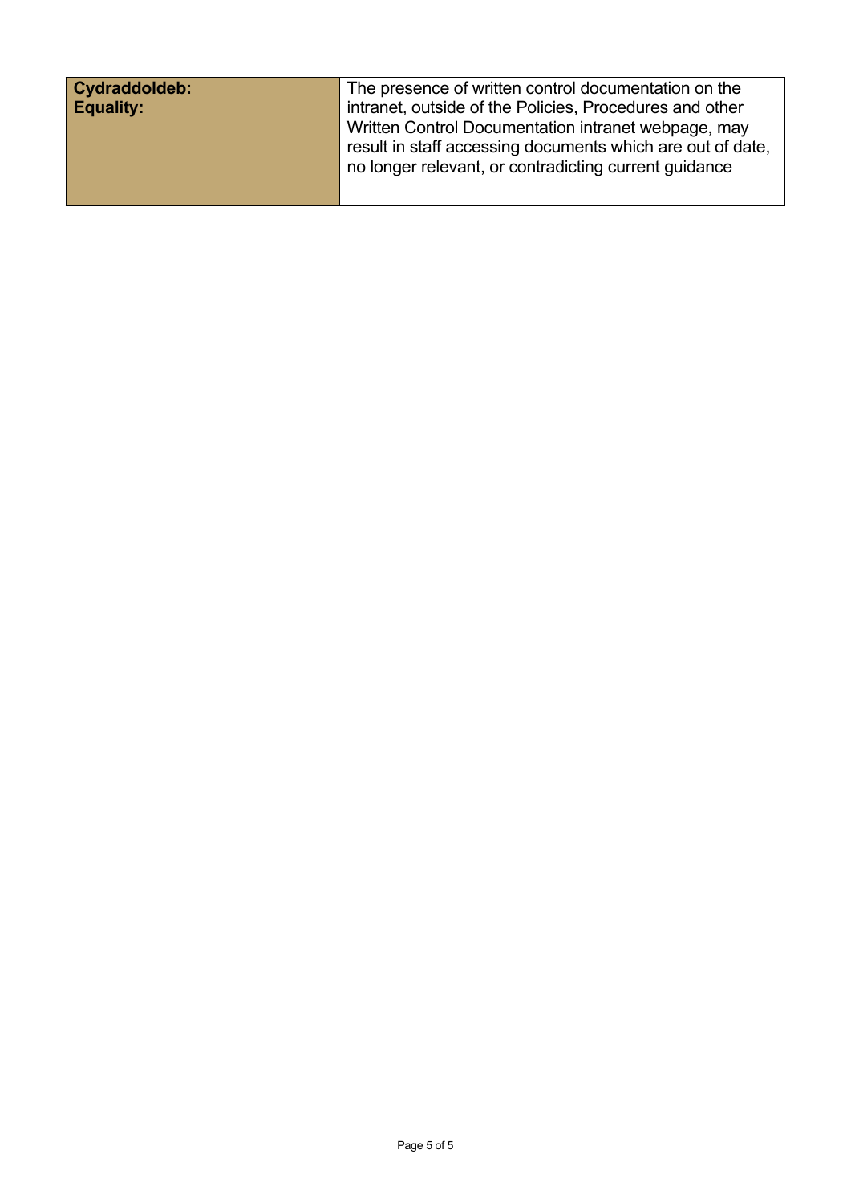| **Cydraddoldeb:**<br>**Equality:** | The presence of written control documentation on the intranet, outside of the Policies, Procedures and other Written Control Documentation intranet webpage, may result in staff accessing documents which are out of date, no longer relevant, or contradicting current guidance |
|---|---|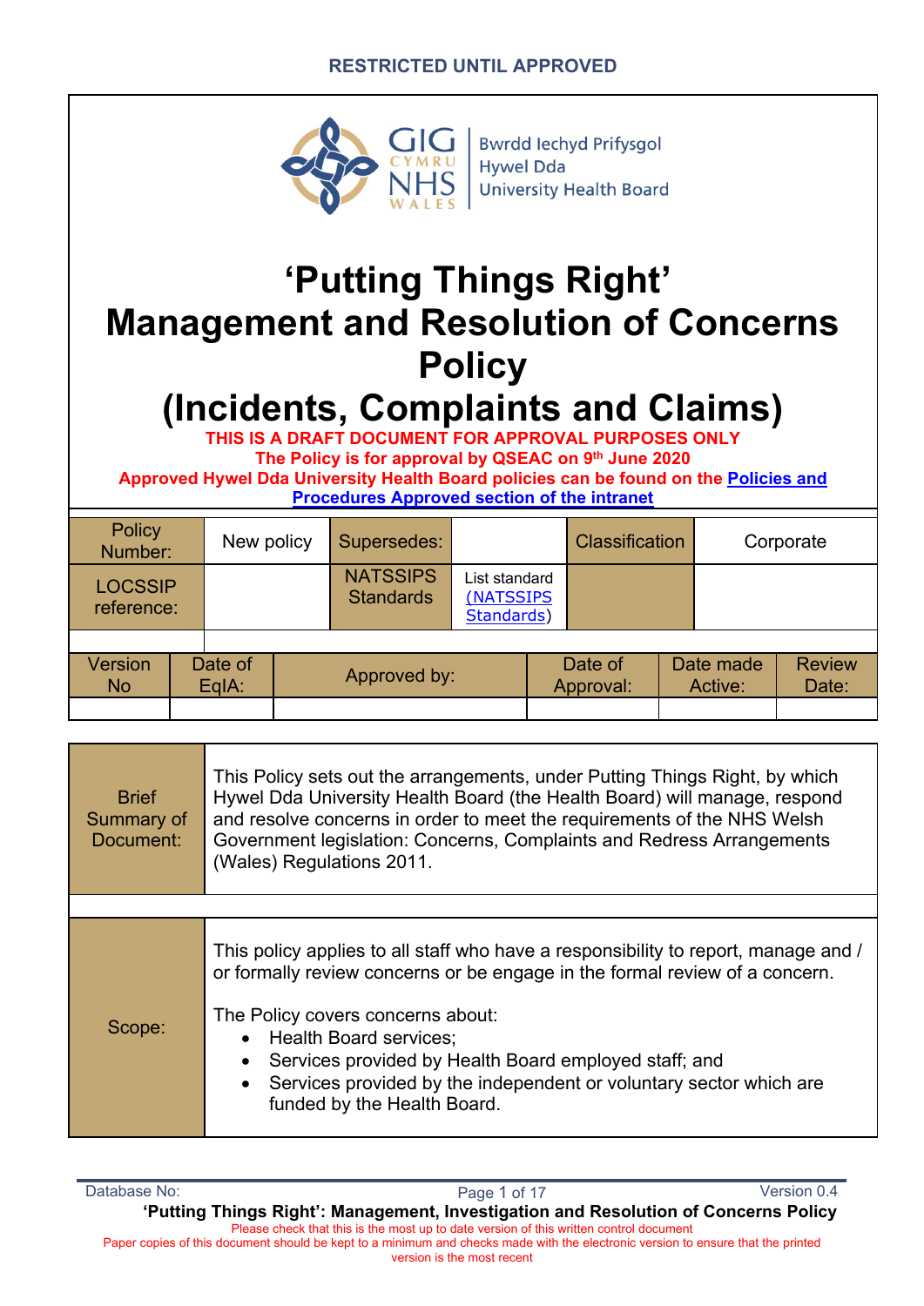RESTRICTED UNTIL APPROVED

Bwrdd Iechyd Prifysgol Hywel Dda University Health Board

# 'Putting Things Right' Management and Resolution of Concerns Policy (Incidents, Complaints and Claims)

**THIS IS A DRAFT DOCUMENT FOR APPROVAL PURPOSES ONLY**

**The Policy is for approval by QSEAC on 9th June 2020**

**Approved Hywel Dda University Health Board policies can be found on the Policies and Procedures Approved section of the intranet**

| Policy Number: | New policy | Supersedes: | | Classification | Corporate |
|---|---|---|---|---|---|
| LOCSSIP reference: | | NATSSIPS Standards | List standard (NATSSIPS Standards) | | |

| Version No | Date of EqIA: | Approved by: | Date of Approval: | Date made Active: | Review Date: |
|---|---|---|---|---|---|
| | | | | | |

| | |
|---|---|
| Brief Summary of Document: | This Policy sets out the arrangements, under Putting Things Right, by which Hywel Dda University Health Board (the Health Board) will manage, respond and resolve concerns in order to meet the requirements of the NHS Welsh Government legislation: Concerns, Complaints and Redress Arrangements (Wales) Regulations 2011. |
| Scope: | This policy applies to all staff who have a responsibility to report, manage and / or formally review concerns or be engage in the formal review of a concern.<br><br>The Policy covers concerns about:<br>• Health Board services;<br>• Services provided by Health Board employed staff; and<br>• Services provided by the independent or voluntary sector which are funded by the Health Board. |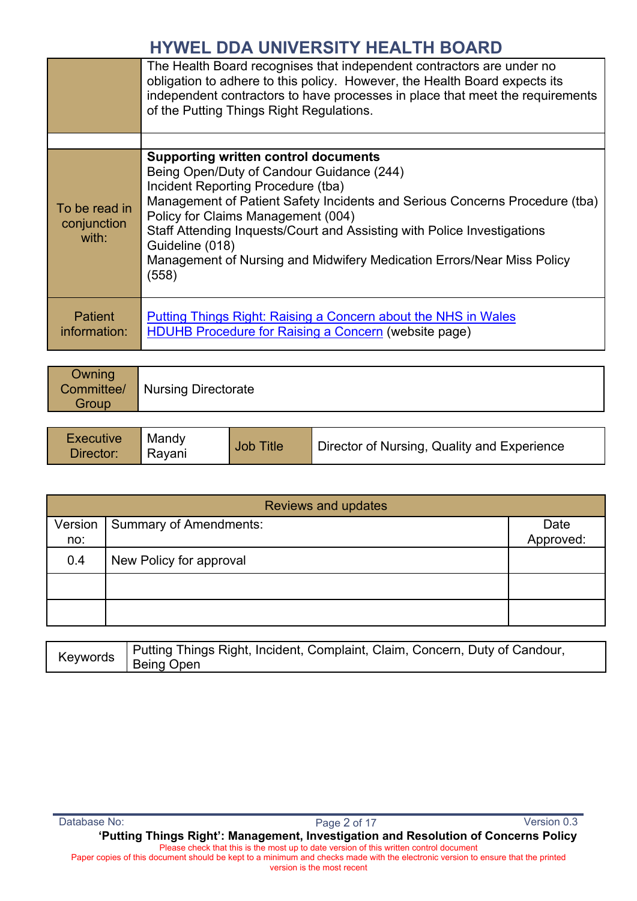| | |
|---|---|
| | The Health Board recognises that independent contractors are under no obligation to adhere to this policy. However, the Health Board expects its independent contractors to have processes in place that meet the requirements of the Putting Things Right Regulations. |
| | |
| To be read in conjunction with: | **Supporting written control documents**<br>Being Open/Duty of Candour Guidance (244)<br>Incident Reporting Procedure (tba)<br>Management of Patient Safety Incidents and Serious Concerns Procedure (tba)<br>Policy for Claims Management (004)<br>Staff Attending Inquests/Court and Assisting with Police Investigations Guideline (018)<br>Management of Nursing and Midwifery Medication Errors/Near Miss Policy (558) |
| Patient information: | Putting Things Right: Raising a Concern about the NHS in Wales<br>HDUHB Procedure for Raising a Concern (website page) |

| Owning Committee/ Group | Nursing Directorate |
|---|---|

| Executive Director: | Mandy Rayani | Job Title | Director of Nursing, Quality and Experience |
|---|---|---|---|

| Reviews and updates | | |
|---|---|---|
| Version no: | Summary of Amendments: | Date Approved: |
| 0.4 | New Policy for approval | |
| | | |
| | | |

| Keywords | Putting Things Right, Incident, Complaint, Claim, Concern, Duty of Candour, Being Open |
|---|---|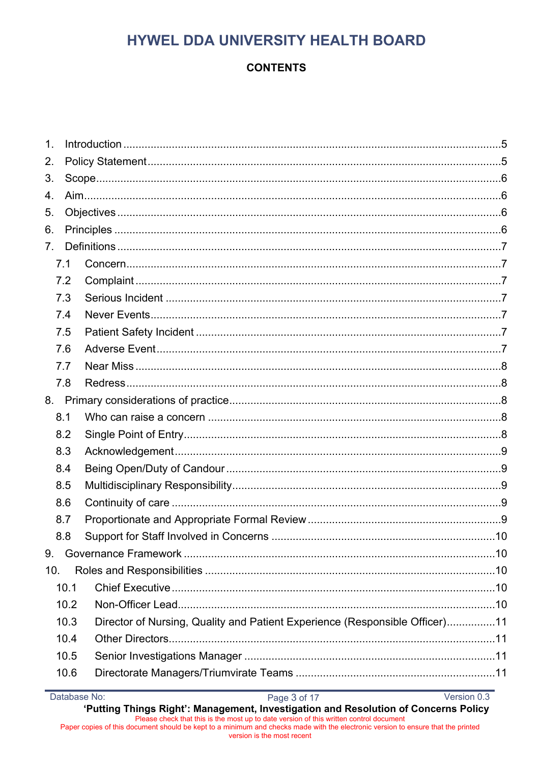# HYWEL DDA UNIVERSITY HEALTH BOARD

## CONTENTS

1. Introduction ....5
2. Policy Statement ....5
3. Scope ....6
4. Aim ....6
5. Objectives ....6
6. Principles ....6
7. Definitions ....7
   - 7.1 Concern ....7
   - 7.2 Complaint ....7
   - 7.3 Serious Incident ....7
   - 7.4 Never Events ....7
   - 7.5 Patient Safety Incident ....7
   - 7.6 Adverse Event ....7
   - 7.7 Near Miss ....8
   - 7.8 Redress ....8
8. Primary considerations of practice ....8
   - 8.1 Who can raise a concern ....8
   - 8.2 Single Point of Entry ....8
   - 8.3 Acknowledgement ....9
   - 8.4 Being Open/Duty of Candour ....9
   - 8.5 Multidisciplinary Responsibility ....9
   - 8.6 Continuity of care ....9
   - 8.7 Proportionate and Appropriate Formal Review ....9
   - 8.8 Support for Staff Involved in Concerns ....10
9. Governance Framework ....10
10. Roles and Responsibilities ....10
    - 10.1 Chief Executive ....10
    - 10.2 Non-Officer Lead ....10
    - 10.3 Director of Nursing, Quality and Patient Experience (Responsible Officer) ....11
    - 10.4 Other Directors ....11
    - 10.5 Senior Investigations Manager ....11
    - 10.6 Directorate Managers/Triumvirate Teams ....11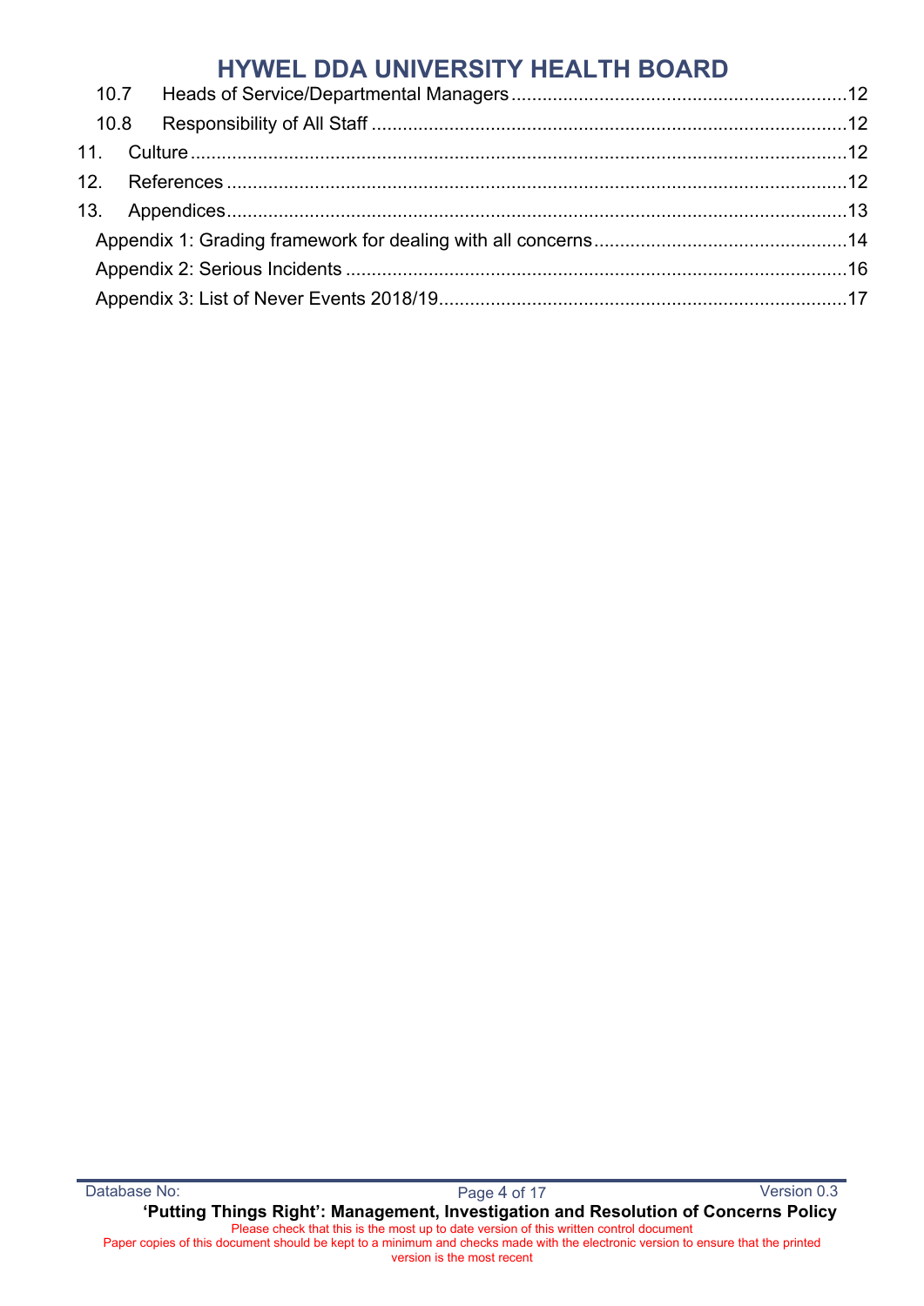10.7 Heads of Service/Departmental Managers ........ 12

10.8 Responsibility of All Staff ........ 12

11. Culture ........ 12

12. References ........ 12

13. Appendices ........ 13

Appendix 1: Grading framework for dealing with all concerns ........ 14

Appendix 2: Serious Incidents ........ 16

Appendix 3: List of Never Events 2018/19 ........ 17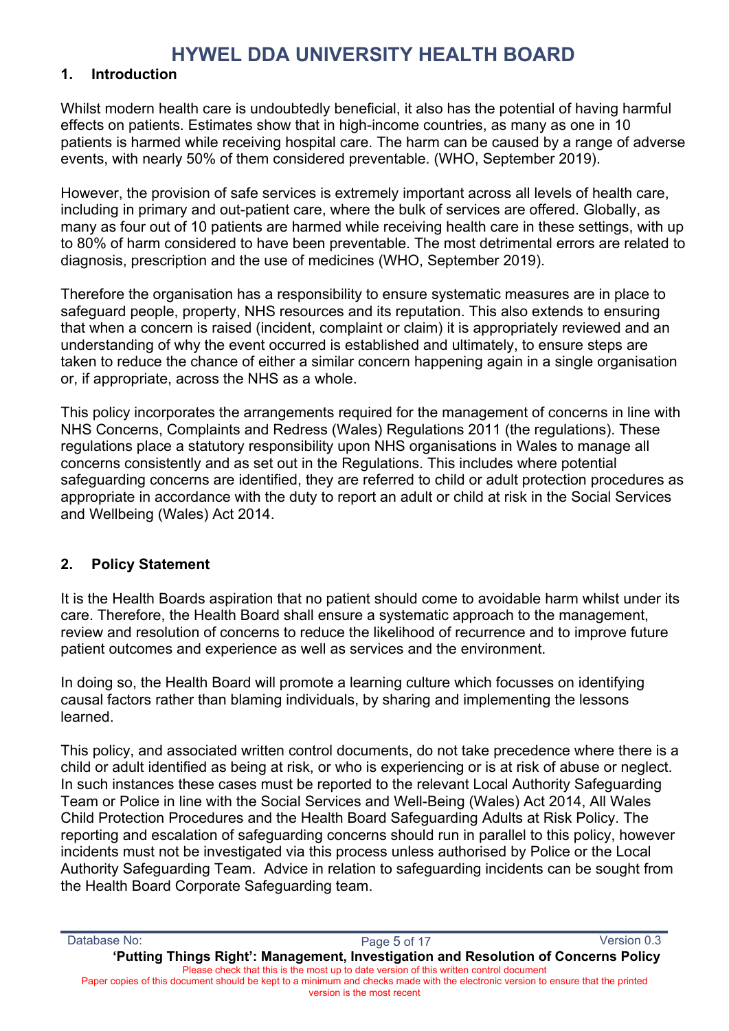## 1. Introduction

Whilst modern health care is undoubtedly beneficial, it also has the potential of having harmful effects on patients. Estimates show that in high-income countries, as many as one in 10 patients is harmed while receiving hospital care. The harm can be caused by a range of adverse events, with nearly 50% of them considered preventable. (WHO, September 2019).

However, the provision of safe services is extremely important across all levels of health care, including in primary and out-patient care, where the bulk of services are offered. Globally, as many as four out of 10 patients are harmed while receiving health care in these settings, with up to 80% of harm considered to have been preventable. The most detrimental errors are related to diagnosis, prescription and the use of medicines (WHO, September 2019).

Therefore the organisation has a responsibility to ensure systematic measures are in place to safeguard people, property, NHS resources and its reputation. This also extends to ensuring that when a concern is raised (incident, complaint or claim) it is appropriately reviewed and an understanding of why the event occurred is established and ultimately, to ensure steps are taken to reduce the chance of either a similar concern happening again in a single organisation or, if appropriate, across the NHS as a whole.

This policy incorporates the arrangements required for the management of concerns in line with NHS Concerns, Complaints and Redress (Wales) Regulations 2011 (the regulations). These regulations place a statutory responsibility upon NHS organisations in Wales to manage all concerns consistently and as set out in the Regulations. This includes where potential safeguarding concerns are identified, they are referred to child or adult protection procedures as appropriate in accordance with the duty to report an adult or child at risk in the Social Services and Wellbeing (Wales) Act 2014.

## 2. Policy Statement

It is the Health Boards aspiration that no patient should come to avoidable harm whilst under its care. Therefore, the Health Board shall ensure a systematic approach to the management, review and resolution of concerns to reduce the likelihood of recurrence and to improve future patient outcomes and experience as well as services and the environment.

In doing so, the Health Board will promote a learning culture which focusses on identifying causal factors rather than blaming individuals, by sharing and implementing the lessons learned.

This policy, and associated written control documents, do not take precedence where there is a child or adult identified as being at risk, or who is experiencing or is at risk of abuse or neglect. In such instances these cases must be reported to the relevant Local Authority Safeguarding Team or Police in line with the Social Services and Well-Being (Wales) Act 2014, All Wales Child Protection Procedures and the Health Board Safeguarding Adults at Risk Policy. The reporting and escalation of safeguarding concerns should run in parallel to this policy, however incidents must not be investigated via this process unless authorised by Police or the Local Authority Safeguarding Team. Advice in relation to safeguarding incidents can be sought from the Health Board Corporate Safeguarding team.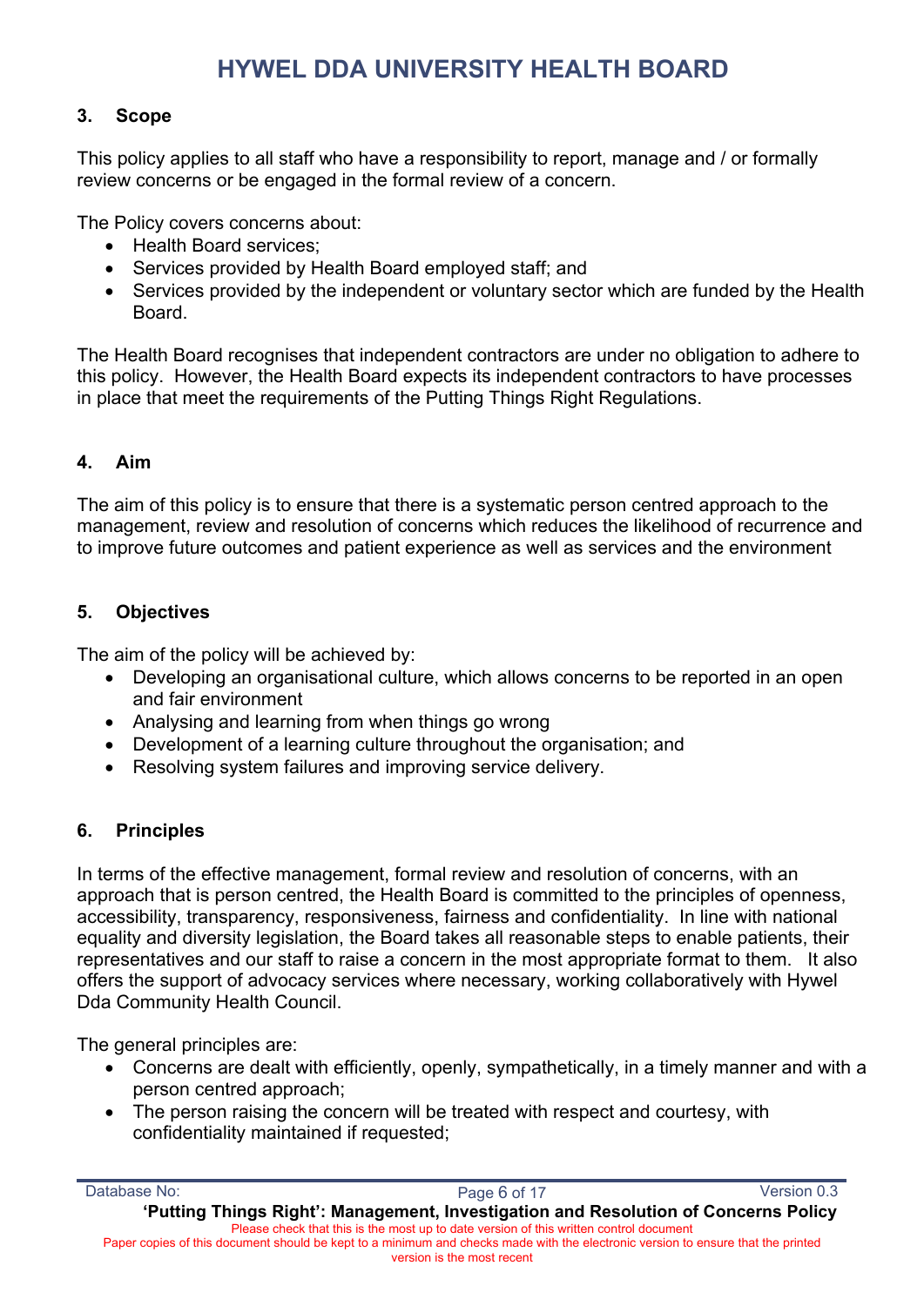## 3. Scope

This policy applies to all staff who have a responsibility to report, manage and / or formally review concerns or be engaged in the formal review of a concern.

The Policy covers concerns about:

- Health Board services;
- Services provided by Health Board employed staff; and
- Services provided by the independent or voluntary sector which are funded by the Health Board.

The Health Board recognises that independent contractors are under no obligation to adhere to this policy. However, the Health Board expects its independent contractors to have processes in place that meet the requirements of the Putting Things Right Regulations.

## 4. Aim

The aim of this policy is to ensure that there is a systematic person centred approach to the management, review and resolution of concerns which reduces the likelihood of recurrence and to improve future outcomes and patient experience as well as services and the environment

## 5. Objectives

The aim of the policy will be achieved by:

- Developing an organisational culture, which allows concerns to be reported in an open and fair environment
- Analysing and learning from when things go wrong
- Development of a learning culture throughout the organisation; and
- Resolving system failures and improving service delivery.

## 6. Principles

In terms of the effective management, formal review and resolution of concerns, with an approach that is person centred, the Health Board is committed to the principles of openness, accessibility, transparency, responsiveness, fairness and confidentiality. In line with national equality and diversity legislation, the Board takes all reasonable steps to enable patients, their representatives and our staff to raise a concern in the most appropriate format to them. It also offers the support of advocacy services where necessary, working collaboratively with Hywel Dda Community Health Council.

The general principles are:

- Concerns are dealt with efficiently, openly, sympathetically, in a timely manner and with a person centred approach;
- The person raising the concern will be treated with respect and courtesy, with confidentiality maintained if requested;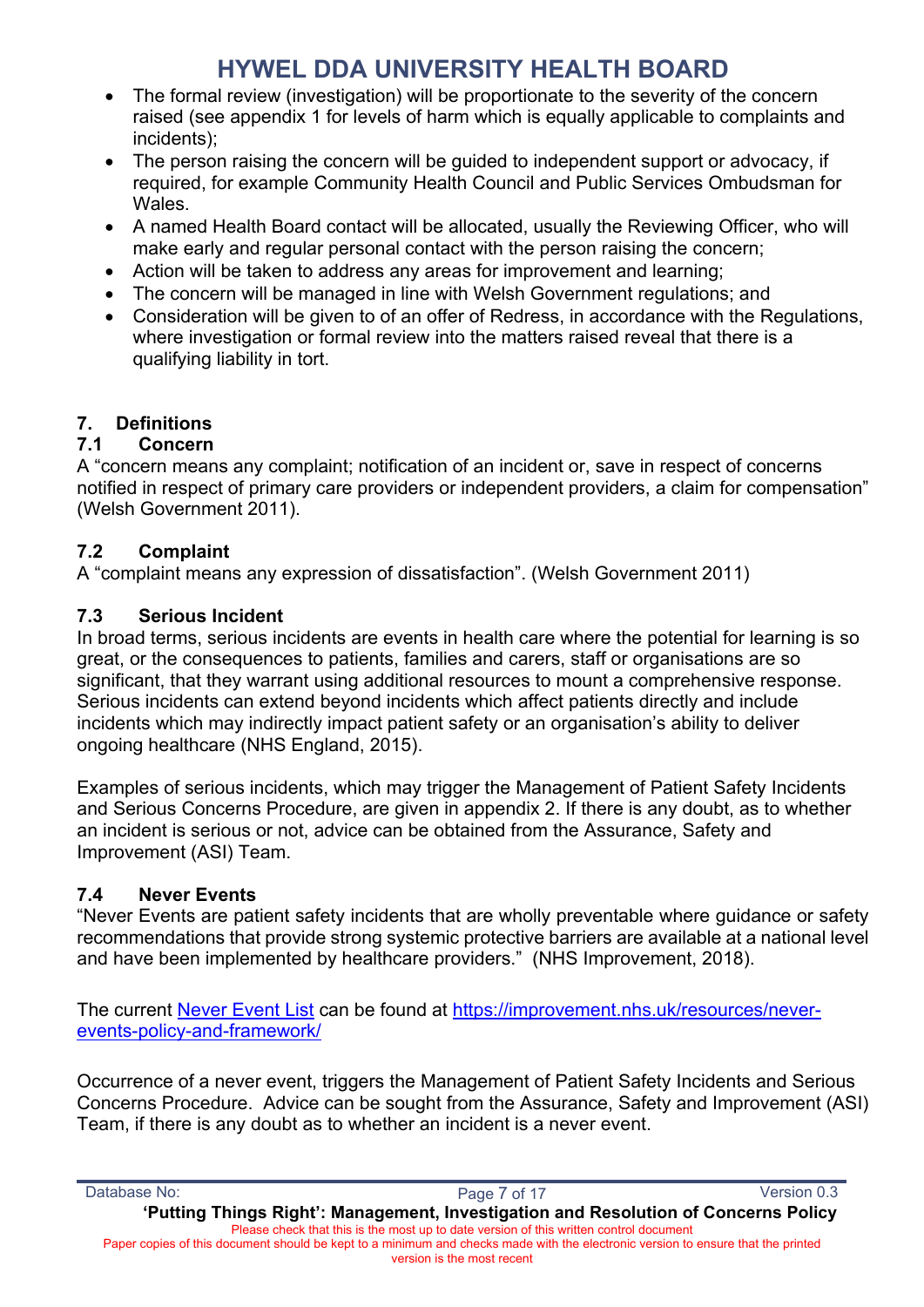- The formal review (investigation) will be proportionate to the severity of the concern raised (see appendix 1 for levels of harm which is equally applicable to complaints and incidents);
- The person raising the concern will be guided to independent support or advocacy, if required, for example Community Health Council and Public Services Ombudsman for Wales.
- A named Health Board contact will be allocated, usually the Reviewing Officer, who will make early and regular personal contact with the person raising the concern;
- Action will be taken to address any areas for improvement and learning;
- The concern will be managed in line with Welsh Government regulations; and
- Consideration will be given to of an offer of Redress, in accordance with the Regulations, where investigation or formal review into the matters raised reveal that there is a qualifying liability in tort.

## 7. Definitions

### 7.1 Concern

A "concern means any complaint; notification of an incident or, save in respect of concerns notified in respect of primary care providers or independent providers, a claim for compensation" (Welsh Government 2011).

### 7.2 Complaint

A "complaint means any expression of dissatisfaction". (Welsh Government 2011)

### 7.3 Serious Incident

In broad terms, serious incidents are events in health care where the potential for learning is so great, or the consequences to patients, families and carers, staff or organisations are so significant, that they warrant using additional resources to mount a comprehensive response. Serious incidents can extend beyond incidents which affect patients directly and include incidents which may indirectly impact patient safety or an organisation's ability to deliver ongoing healthcare (NHS England, 2015).

Examples of serious incidents, which may trigger the Management of Patient Safety Incidents and Serious Concerns Procedure, are given in appendix 2. If there is any doubt, as to whether an incident is serious or not, advice can be obtained from the Assurance, Safety and Improvement (ASI) Team.

### 7.4 Never Events

"Never Events are patient safety incidents that are wholly preventable where guidance or safety recommendations that provide strong systemic protective barriers are available at a national level and have been implemented by healthcare providers." (NHS Improvement, 2018).

The current [Never Event List](https://improvement.nhs.uk/resources/never-events-policy-and-framework/) can be found at [https://improvement.nhs.uk/resources/never-events-policy-and-framework/](https://improvement.nhs.uk/resources/never-events-policy-and-framework/)

Occurrence of a never event, triggers the Management of Patient Safety Incidents and Serious Concerns Procedure. Advice can be sought from the Assurance, Safety and Improvement (ASI) Team, if there is any doubt as to whether an incident is a never event.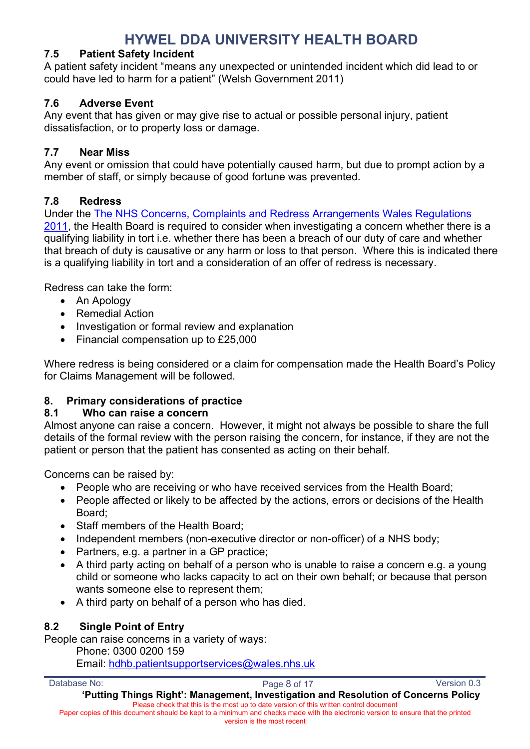### 7.5 Patient Safety Incident

A patient safety incident "means any unexpected or unintended incident which did lead to or could have led to harm for a patient" (Welsh Government 2011)

### 7.6 Adverse Event

Any event that has given or may give rise to actual or possible personal injury, patient dissatisfaction, or to property loss or damage.

### 7.7 Near Miss

Any event or omission that could have potentially caused harm, but due to prompt action by a member of staff, or simply because of good fortune was prevented.

### 7.8 Redress

Under the [The NHS Concerns, Complaints and Redress Arrangements Wales Regulations 2011](), the Health Board is required to consider when investigating a concern whether there is a qualifying liability in tort i.e. whether there has been a breach of our duty of care and whether that breach of duty is causative or any harm or loss to that person. Where this is indicated there is a qualifying liability in tort and a consideration of an offer of redress is necessary.

Redress can take the form:

- An Apology
- Remedial Action
- Investigation or formal review and explanation
- Financial compensation up to £25,000

Where redress is being considered or a claim for compensation made the Health Board's Policy for Claims Management will be followed.

## 8. Primary considerations of practice

### 8.1 Who can raise a concern

Almost anyone can raise a concern. However, it might not always be possible to share the full details of the formal review with the person raising the concern, for instance, if they are not the patient or person that the patient has consented as acting on their behalf.

Concerns can be raised by:

- People who are receiving or who have received services from the Health Board;
- People affected or likely to be affected by the actions, errors or decisions of the Health Board;
- Staff members of the Health Board;
- Independent members (non-executive director or non-officer) of a NHS body;
- Partners, e.g. a partner in a GP practice;
- A third party acting on behalf of a person who is unable to raise a concern e.g. a young child or someone who lacks capacity to act on their own behalf; or because that person wants someone else to represent them;
- A third party on behalf of a person who has died.

### 8.2 Single Point of Entry

People can raise concerns in a variety of ways:

Phone: 0300 0200 159
Email: hdhb.patientsupportservices@wales.nhs.uk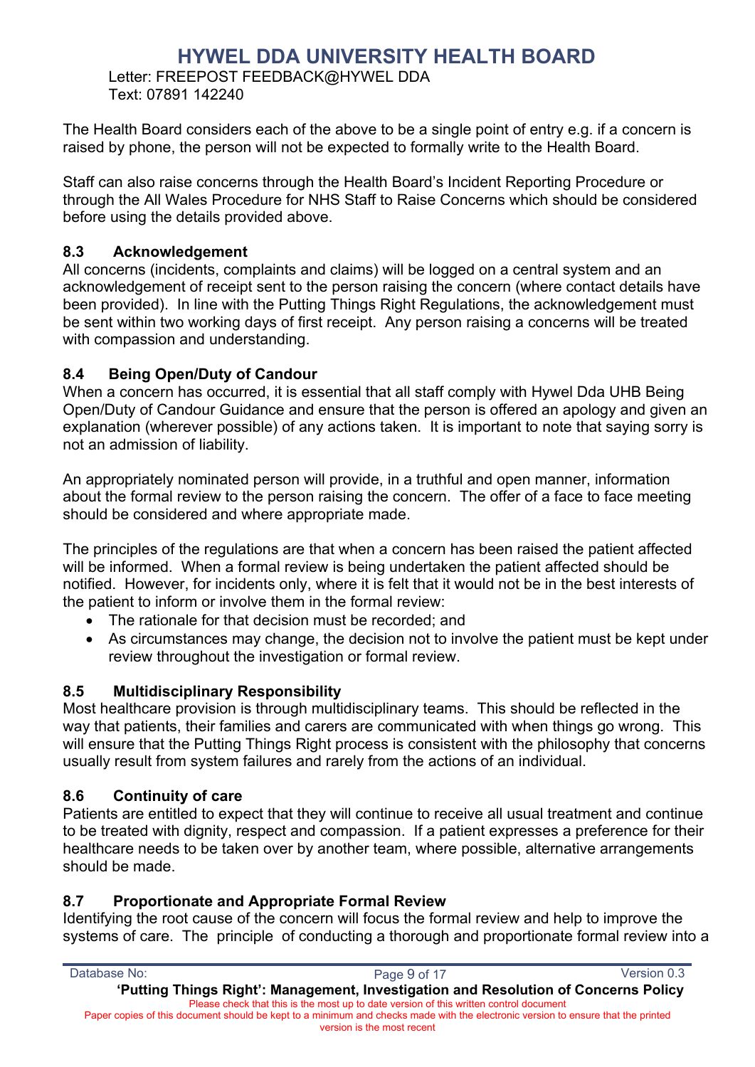Letter: FREEPOST FEEDBACK@HYWEL DDA
Text: 07891 142240

The Health Board considers each of the above to be a single point of entry e.g. if a concern is raised by phone, the person will not be expected to formally write to the Health Board.

Staff can also raise concerns through the Health Board's Incident Reporting Procedure or through the All Wales Procedure for NHS Staff to Raise Concerns which should be considered before using the details provided above.

### 8.3 Acknowledgement

All concerns (incidents, complaints and claims) will be logged on a central system and an acknowledgement of receipt sent to the person raising the concern (where contact details have been provided). In line with the Putting Things Right Regulations, the acknowledgement must be sent within two working days of first receipt. Any person raising a concerns will be treated with compassion and understanding.

### 8.4 Being Open/Duty of Candour

When a concern has occurred, it is essential that all staff comply with Hywel Dda UHB Being Open/Duty of Candour Guidance and ensure that the person is offered an apology and given an explanation (wherever possible) of any actions taken. It is important to note that saying sorry is not an admission of liability.

An appropriately nominated person will provide, in a truthful and open manner, information about the formal review to the person raising the concern. The offer of a face to face meeting should be considered and where appropriate made.

The principles of the regulations are that when a concern has been raised the patient affected will be informed. When a formal review is being undertaken the patient affected should be notified. However, for incidents only, where it is felt that it would not be in the best interests of the patient to inform or involve them in the formal review:

- The rationale for that decision must be recorded; and
- As circumstances may change, the decision not to involve the patient must be kept under review throughout the investigation or formal review.

### 8.5 Multidisciplinary Responsibility

Most healthcare provision is through multidisciplinary teams. This should be reflected in the way that patients, their families and carers are communicated with when things go wrong. This will ensure that the Putting Things Right process is consistent with the philosophy that concerns usually result from system failures and rarely from the actions of an individual.

### 8.6 Continuity of care

Patients are entitled to expect that they will continue to receive all usual treatment and continue to be treated with dignity, respect and compassion. If a patient expresses a preference for their healthcare needs to be taken over by another team, where possible, alternative arrangements should be made.

### 8.7 Proportionate and Appropriate Formal Review

Identifying the root cause of the concern will focus the formal review and help to improve the systems of care. The principle of conducting a thorough and proportionate formal review into a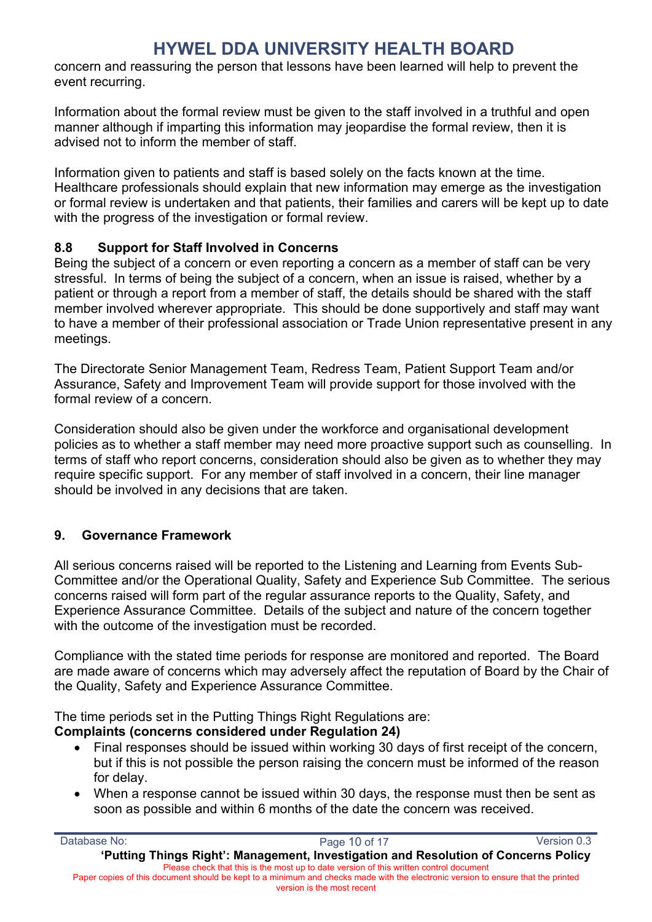concern and reassuring the person that lessons have been learned will help to prevent the event recurring.

Information about the formal review must be given to the staff involved in a truthful and open manner although if imparting this information may jeopardise the formal review, then it is advised not to inform the member of staff.

Information given to patients and staff is based solely on the facts known at the time. Healthcare professionals should explain that new information may emerge as the investigation or formal review is undertaken and that patients, their families and carers will be kept up to date with the progress of the investigation or formal review.

### 8.8 Support for Staff Involved in Concerns

Being the subject of a concern or even reporting a concern as a member of staff can be very stressful. In terms of being the subject of a concern, when an issue is raised, whether by a patient or through a report from a member of staff, the details should be shared with the staff member involved wherever appropriate. This should be done supportively and staff may want to have a member of their professional association or Trade Union representative present in any meetings.

The Directorate Senior Management Team, Redress Team, Patient Support Team and/or Assurance, Safety and Improvement Team will provide support for those involved with the formal review of a concern.

Consideration should also be given under the workforce and organisational development policies as to whether a staff member may need more proactive support such as counselling. In terms of staff who report concerns, consideration should also be given as to whether they may require specific support. For any member of staff involved in a concern, their line manager should be involved in any decisions that are taken.

## 9. Governance Framework

All serious concerns raised will be reported to the Listening and Learning from Events Sub-Committee and/or the Operational Quality, Safety and Experience Sub Committee. The serious concerns raised will form part of the regular assurance reports to the Quality, Safety, and Experience Assurance Committee. Details of the subject and nature of the concern together with the outcome of the investigation must be recorded.

Compliance with the stated time periods for response are monitored and reported. The Board are made aware of concerns which may adversely affect the reputation of Board by the Chair of the Quality, Safety and Experience Assurance Committee.

The time periods set in the Putting Things Right Regulations are:

**Complaints (concerns considered under Regulation 24)**

- Final responses should be issued within working 30 days of first receipt of the concern, but if this is not possible the person raising the concern must be informed of the reason for delay.
- When a response cannot be issued within 30 days, the response must then be sent as soon as possible and within 6 months of the date the concern was received.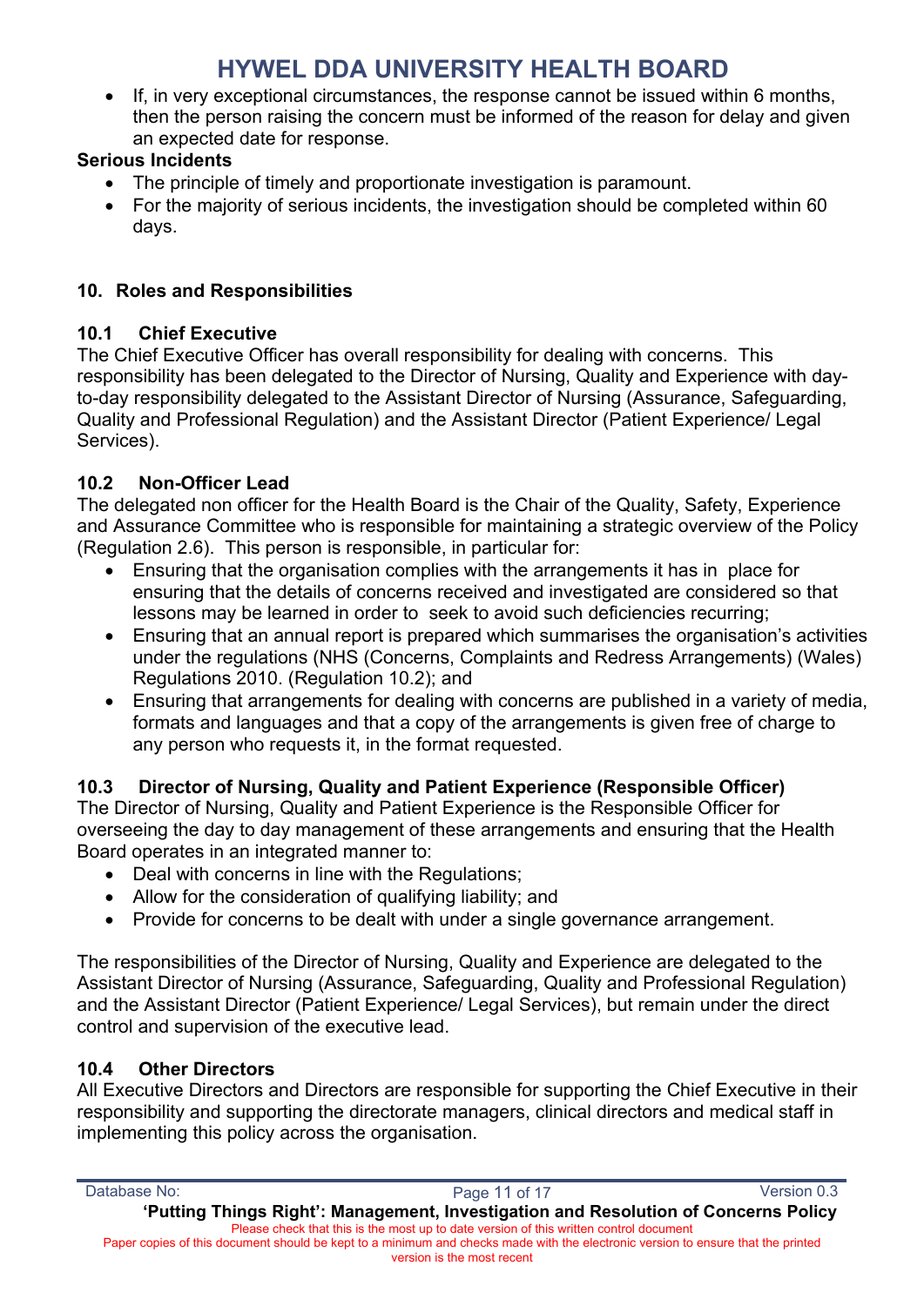- If, in very exceptional circumstances, the response cannot be issued within 6 months, then the person raising the concern must be informed of the reason for delay and given an expected date for response.

**Serious Incidents**

- The principle of timely and proportionate investigation is paramount.
- For the majority of serious incidents, the investigation should be completed within 60 days.

## 10. Roles and Responsibilities

### 10.1 Chief Executive

The Chief Executive Officer has overall responsibility for dealing with concerns. This responsibility has been delegated to the Director of Nursing, Quality and Experience with day-to-day responsibility delegated to the Assistant Director of Nursing (Assurance, Safeguarding, Quality and Professional Regulation) and the Assistant Director (Patient Experience/ Legal Services).

### 10.2 Non-Officer Lead

The delegated non officer for the Health Board is the Chair of the Quality, Safety, Experience and Assurance Committee who is responsible for maintaining a strategic overview of the Policy (Regulation 2.6). This person is responsible, in particular for:

- Ensuring that the organisation complies with the arrangements it has in place for ensuring that the details of concerns received and investigated are considered so that lessons may be learned in order to seek to avoid such deficiencies recurring;
- Ensuring that an annual report is prepared which summarises the organisation's activities under the regulations (NHS (Concerns, Complaints and Redress Arrangements) (Wales) Regulations 2010. (Regulation 10.2); and
- Ensuring that arrangements for dealing with concerns are published in a variety of media, formats and languages and that a copy of the arrangements is given free of charge to any person who requests it, in the format requested.

### 10.3 Director of Nursing, Quality and Patient Experience (Responsible Officer)

The Director of Nursing, Quality and Patient Experience is the Responsible Officer for overseeing the day to day management of these arrangements and ensuring that the Health Board operates in an integrated manner to:

- Deal with concerns in line with the Regulations;
- Allow for the consideration of qualifying liability; and
- Provide for concerns to be dealt with under a single governance arrangement.

The responsibilities of the Director of Nursing, Quality and Experience are delegated to the Assistant Director of Nursing (Assurance, Safeguarding, Quality and Professional Regulation) and the Assistant Director (Patient Experience/ Legal Services), but remain under the direct control and supervision of the executive lead.

### 10.4 Other Directors

All Executive Directors and Directors are responsible for supporting the Chief Executive in their responsibility and supporting the directorate managers, clinical directors and medical staff in implementing this policy across the organisation.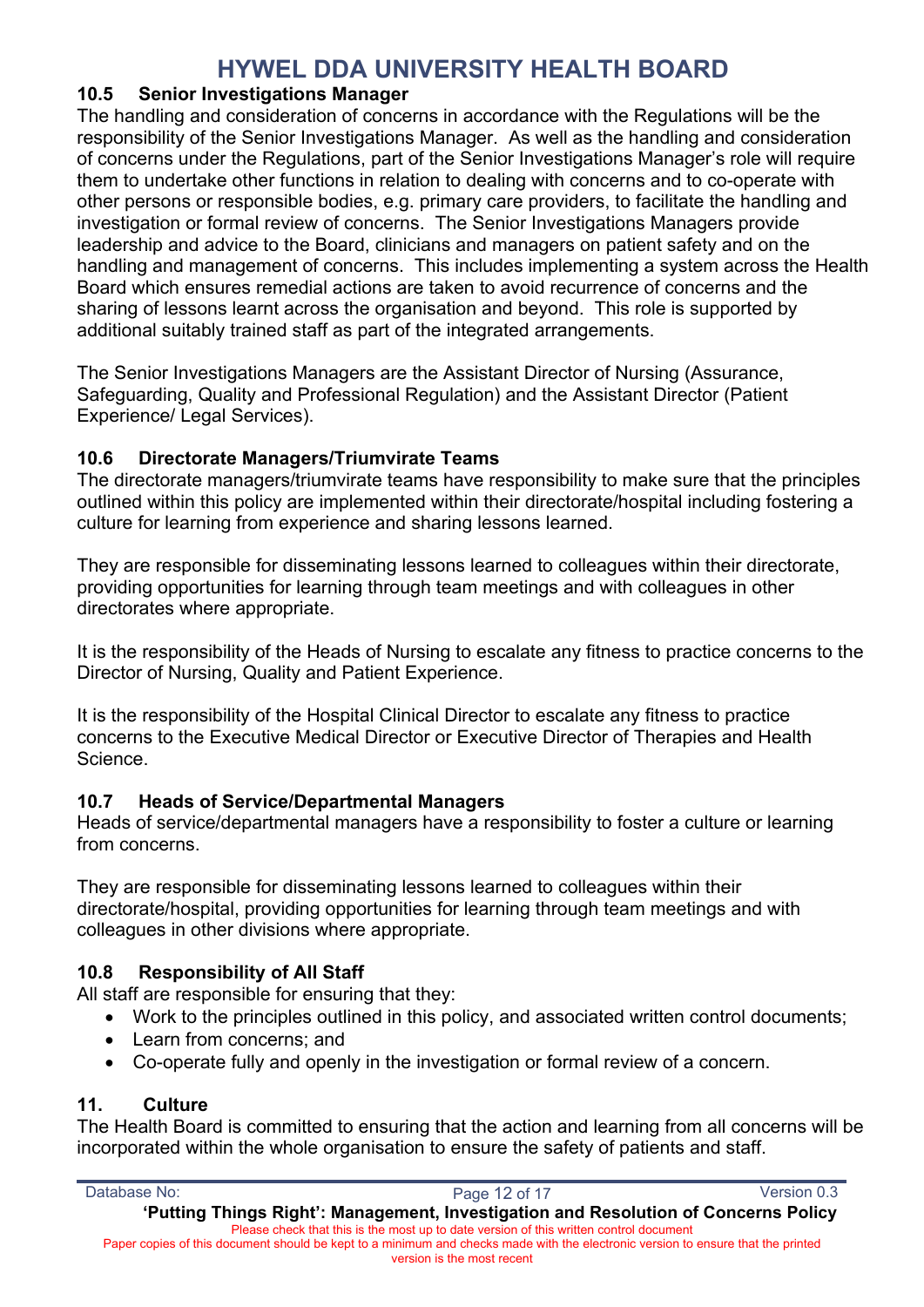### 10.5 Senior Investigations Manager

The handling and consideration of concerns in accordance with the Regulations will be the responsibility of the Senior Investigations Manager. As well as the handling and consideration of concerns under the Regulations, part of the Senior Investigations Manager's role will require them to undertake other functions in relation to dealing with concerns and to co-operate with other persons or responsible bodies, e.g. primary care providers, to facilitate the handling and investigation or formal review of concerns. The Senior Investigations Managers provide leadership and advice to the Board, clinicians and managers on patient safety and on the handling and management of concerns. This includes implementing a system across the Health Board which ensures remedial actions are taken to avoid recurrence of concerns and the sharing of lessons learnt across the organisation and beyond. This role is supported by additional suitably trained staff as part of the integrated arrangements.

The Senior Investigations Managers are the Assistant Director of Nursing (Assurance, Safeguarding, Quality and Professional Regulation) and the Assistant Director (Patient Experience/ Legal Services).

### 10.6 Directorate Managers/Triumvirate Teams

The directorate managers/triumvirate teams have responsibility to make sure that the principles outlined within this policy are implemented within their directorate/hospital including fostering a culture for learning from experience and sharing lessons learned.

They are responsible for disseminating lessons learned to colleagues within their directorate, providing opportunities for learning through team meetings and with colleagues in other directorates where appropriate.

It is the responsibility of the Heads of Nursing to escalate any fitness to practice concerns to the Director of Nursing, Quality and Patient Experience.

It is the responsibility of the Hospital Clinical Director to escalate any fitness to practice concerns to the Executive Medical Director or Executive Director of Therapies and Health Science.

### 10.7 Heads of Service/Departmental Managers

Heads of service/departmental managers have a responsibility to foster a culture or learning from concerns.

They are responsible for disseminating lessons learned to colleagues within their directorate/hospital, providing opportunities for learning through team meetings and with colleagues in other divisions where appropriate.

### 10.8 Responsibility of All Staff

All staff are responsible for ensuring that they:

- Work to the principles outlined in this policy, and associated written control documents;
- Learn from concerns; and
- Co-operate fully and openly in the investigation or formal review of a concern.

## 11. Culture

The Health Board is committed to ensuring that the action and learning from all concerns will be incorporated within the whole organisation to ensure the safety of patients and staff.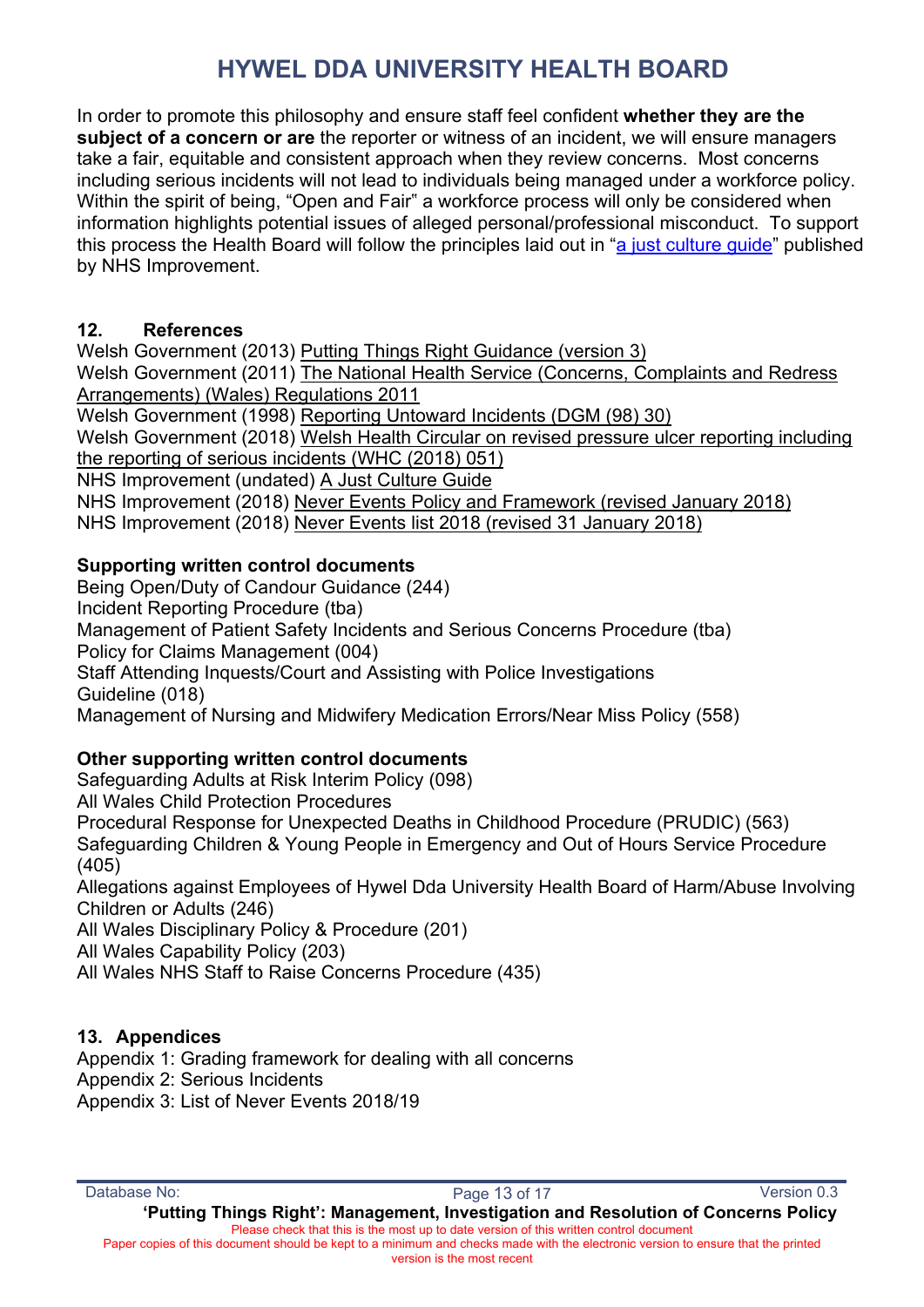In order to promote this philosophy and ensure staff feel confident **whether they are the subject of a concern or are** the reporter or witness of an incident, we will ensure managers take a fair, equitable and consistent approach when they review concerns. Most concerns including serious incidents will not lead to individuals being managed under a workforce policy. Within the spirit of being, "Open and Fair" a workforce process will only be considered when information highlights potential issues of alleged personal/professional misconduct. To support this process the Health Board will follow the principles laid out in "a just culture guide" published by NHS Improvement.

## 12. References

Welsh Government (2013) Putting Things Right Guidance (version 3)
Welsh Government (2011) The National Health Service (Concerns, Complaints and Redress Arrangements) (Wales) Regulations 2011
Welsh Government (1998) Reporting Untoward Incidents (DGM (98) 30)
Welsh Government (2018) Welsh Health Circular on revised pressure ulcer reporting including the reporting of serious incidents (WHC (2018) 051)
NHS Improvement (undated) A Just Culture Guide
NHS Improvement (2018) Never Events Policy and Framework (revised January 2018)
NHS Improvement (2018) Never Events list 2018 (revised 31 January 2018)

**Supporting written control documents**
Being Open/Duty of Candour Guidance (244)
Incident Reporting Procedure (tba)
Management of Patient Safety Incidents and Serious Concerns Procedure (tba)
Policy for Claims Management (004)
Staff Attending Inquests/Court and Assisting with Police Investigations Guideline (018)
Management of Nursing and Midwifery Medication Errors/Near Miss Policy (558)

**Other supporting written control documents**
Safeguarding Adults at Risk Interim Policy (098)
All Wales Child Protection Procedures
Procedural Response for Unexpected Deaths in Childhood Procedure (PRUDIC) (563)
Safeguarding Children & Young People in Emergency and Out of Hours Service Procedure (405)
Allegations against Employees of Hywel Dda University Health Board of Harm/Abuse Involving Children or Adults (246)
All Wales Disciplinary Policy & Procedure (201)
All Wales Capability Policy (203)
All Wales NHS Staff to Raise Concerns Procedure (435)

## 13. Appendices

Appendix 1: Grading framework for dealing with all concerns
Appendix 2: Serious Incidents
Appendix 3: List of Never Events 2018/19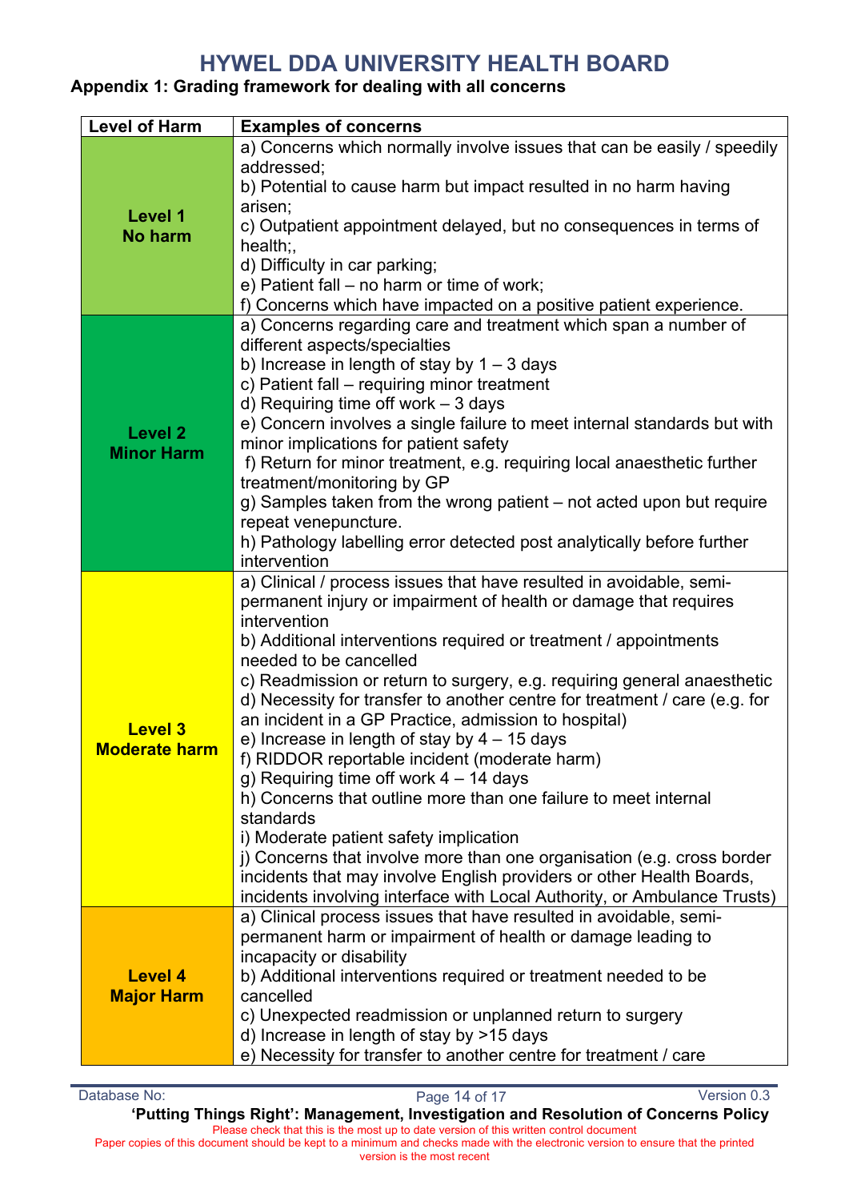# HYWEL DDA UNIVERSITY HEALTH BOARD

**Appendix 1: Grading framework for dealing with all concerns**

| Level of Harm | Examples of concerns |
|---|---|
| **Level 1 No harm** | a) Concerns which normally involve issues that can be easily / speedily addressed;<br>b) Potential to cause harm but impact resulted in no harm having arisen;<br>c) Outpatient appointment delayed, but no consequences in terms of health;,<br>d) Difficulty in car parking;<br>e) Patient fall – no harm or time of work;<br>f) Concerns which have impacted on a positive patient experience. |
| **Level 2 Minor Harm** | a) Concerns regarding care and treatment which span a number of different aspects/specialties<br>b) Increase in length of stay by 1 – 3 days<br>c) Patient fall – requiring minor treatment<br>d) Requiring time off work – 3 days<br>e) Concern involves a single failure to meet internal standards but with minor implications for patient safety<br>f) Return for minor treatment, e.g. requiring local anaesthetic further treatment/monitoring by GP<br>g) Samples taken from the wrong patient – not acted upon but require repeat venepuncture.<br>h) Pathology labelling error detected post analytically before further intervention |
| **Level 3 Moderate harm** | a) Clinical / process issues that have resulted in avoidable, semi-permanent injury or impairment of health or damage that requires intervention<br>b) Additional interventions required or treatment / appointments needed to be cancelled<br>c) Readmission or return to surgery, e.g. requiring general anaesthetic<br>d) Necessity for transfer to another centre for treatment / care (e.g. for an incident in a GP Practice, admission to hospital)<br>e) Increase in length of stay by 4 – 15 days<br>f) RIDDOR reportable incident (moderate harm)<br>g) Requiring time off work 4 – 14 days<br>h) Concerns that outline more than one failure to meet internal standards<br>i) Moderate patient safety implication<br>j) Concerns that involve more than one organisation (e.g. cross border incidents that may involve English providers or other Health Boards, incidents involving interface with Local Authority, or Ambulance Trusts) |
| **Level 4 Major Harm** | a) Clinical process issues that have resulted in avoidable, semi-permanent harm or impairment of health or damage leading to incapacity or disability<br>b) Additional interventions required or treatment needed to be cancelled<br>c) Unexpected readmission or unplanned return to surgery<br>d) Increase in length of stay by >15 days<br>e) Necessity for transfer to another centre for treatment / care |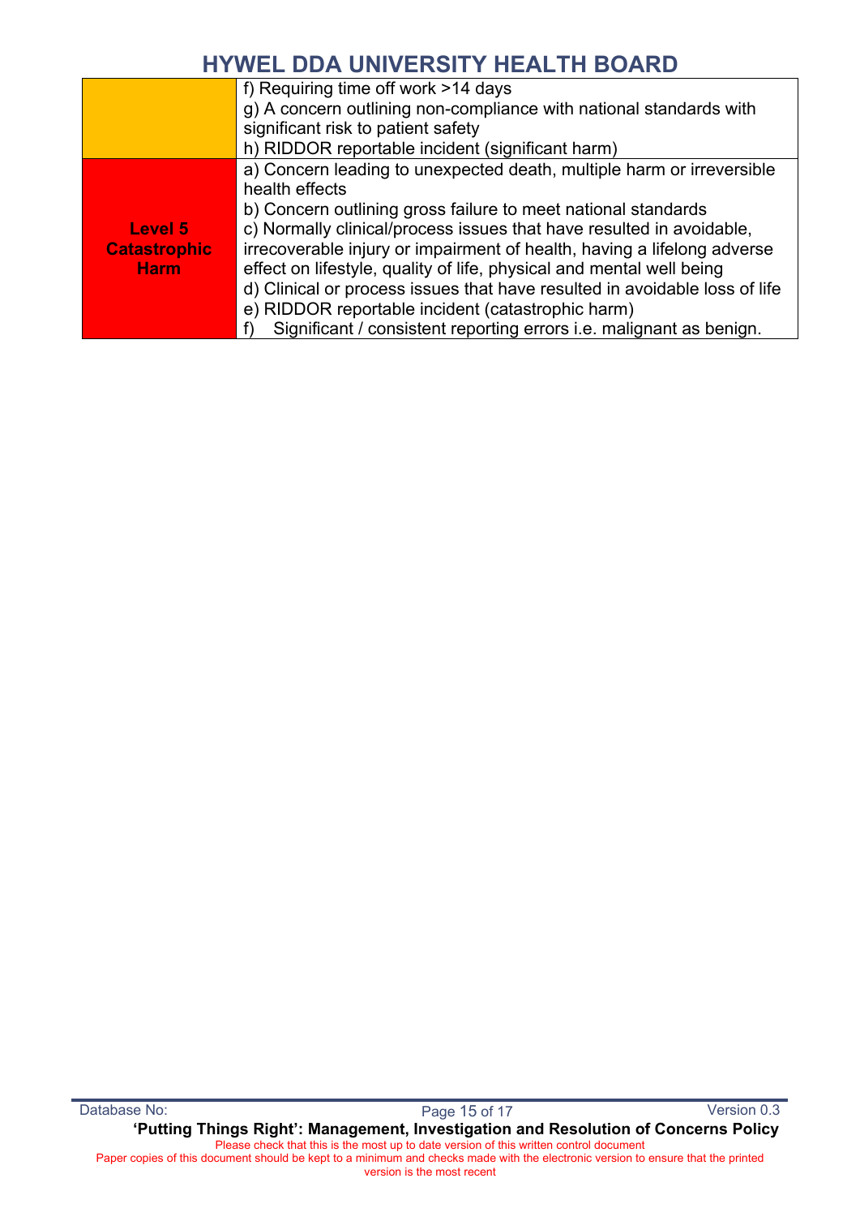| | |
|---|---|
| | f) Requiring time off work >14 days<br>g) A concern outlining non-compliance with national standards with significant risk to patient safety<br>h) RIDDOR reportable incident (significant harm) |
| **Level 5 Catastrophic Harm** | a) Concern leading to unexpected death, multiple harm or irreversible health effects<br>b) Concern outlining gross failure to meet national standards<br>c) Normally clinical/process issues that have resulted in avoidable, irrecoverable injury or impairment of health, having a lifelong adverse effect on lifestyle, quality of life, physical and mental well being<br>d) Clinical or process issues that have resulted in avoidable loss of life<br>e) RIDDOR reportable incident (catastrophic harm)<br>f) Significant / consistent reporting errors i.e. malignant as benign. |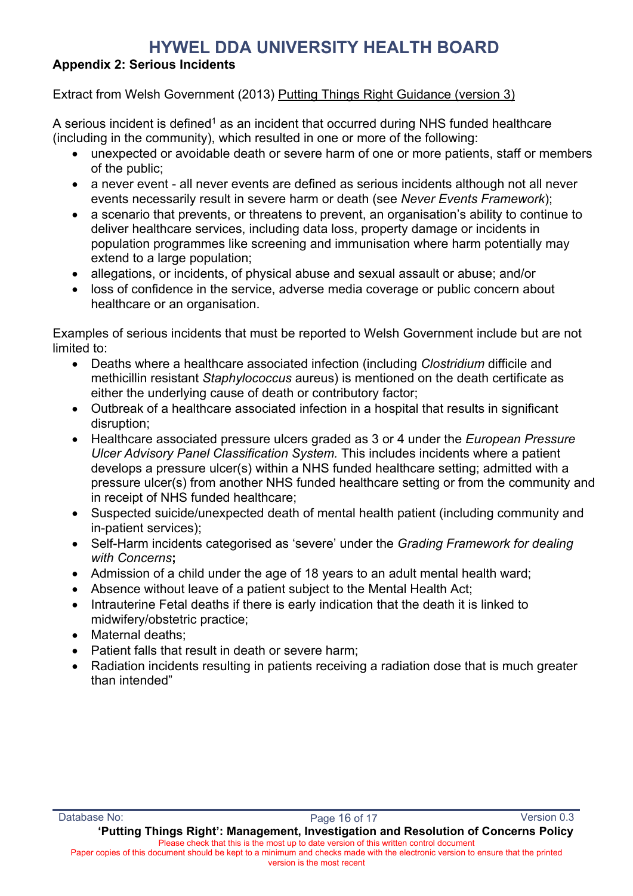# HYWEL DDA UNIVERSITY HEALTH BOARD

**Appendix 2: Serious Incidents**

Extract from Welsh Government (2013) Putting Things Right Guidance (version 3)

A serious incident is defined[1] as an incident that occurred during NHS funded healthcare (including in the community), which resulted in one or more of the following:

- unexpected or avoidable death or severe harm of one or more patients, staff or members of the public;
- a never event - all never events are defined as serious incidents although not all never events necessarily result in severe harm or death (see *Never Events Framework*);
- a scenario that prevents, or threatens to prevent, an organisation's ability to continue to deliver healthcare services, including data loss, property damage or incidents in population programmes like screening and immunisation where harm potentially may extend to a large population;
- allegations, or incidents, of physical abuse and sexual assault or abuse; and/or
- loss of confidence in the service, adverse media coverage or public concern about healthcare or an organisation.

Examples of serious incidents that must be reported to Welsh Government include but are not limited to:

- Deaths where a healthcare associated infection (including *Clostridium* difficile and methicillin resistant *Staphylococcus* aureus) is mentioned on the death certificate as either the underlying cause of death or contributory factor;
- Outbreak of a healthcare associated infection in a hospital that results in significant disruption;
- Healthcare associated pressure ulcers graded as 3 or 4 under the *European Pressure Ulcer Advisory Panel Classification System.* This includes incidents where a patient develops a pressure ulcer(s) within a NHS funded healthcare setting; admitted with a pressure ulcer(s) from another NHS funded healthcare setting or from the community and in receipt of NHS funded healthcare;
- Suspected suicide/unexpected death of mental health patient (including community and in-patient services);
- Self-Harm incidents categorised as 'severe' under the *Grading Framework for dealing with Concerns***;**
- Admission of a child under the age of 18 years to an adult mental health ward;
- Absence without leave of a patient subject to the Mental Health Act;
- Intrauterine Fetal deaths if there is early indication that the death it is linked to midwifery/obstetric practice;
- Maternal deaths;
- Patient falls that result in death or severe harm;
- Radiation incidents resulting in patients receiving a radiation dose that is much greater than intended"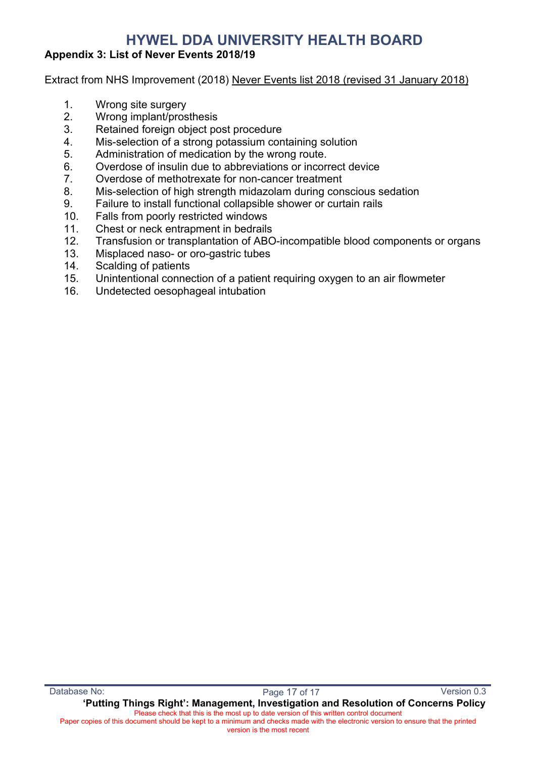## Appendix 3: List of Never Events 2018/19

Extract from NHS Improvement (2018) Never Events list 2018 (revised 31 January 2018)

1. Wrong site surgery
2. Wrong implant/prosthesis
3. Retained foreign object post procedure
4. Mis-selection of a strong potassium containing solution
5. Administration of medication by the wrong route.
6. Overdose of insulin due to abbreviations or incorrect device
7. Overdose of methotrexate for non-cancer treatment
8. Mis-selection of high strength midazolam during conscious sedation
9. Failure to install functional collapsible shower or curtain rails
10. Falls from poorly restricted windows
11. Chest or neck entrapment in bedrails
12. Transfusion or transplantation of ABO-incompatible blood components or organs
13. Misplaced naso- or oro-gastric tubes
14. Scalding of patients
15. Unintentional connection of a patient requiring oxygen to an air flowmeter
16. Undetected oesophageal intubation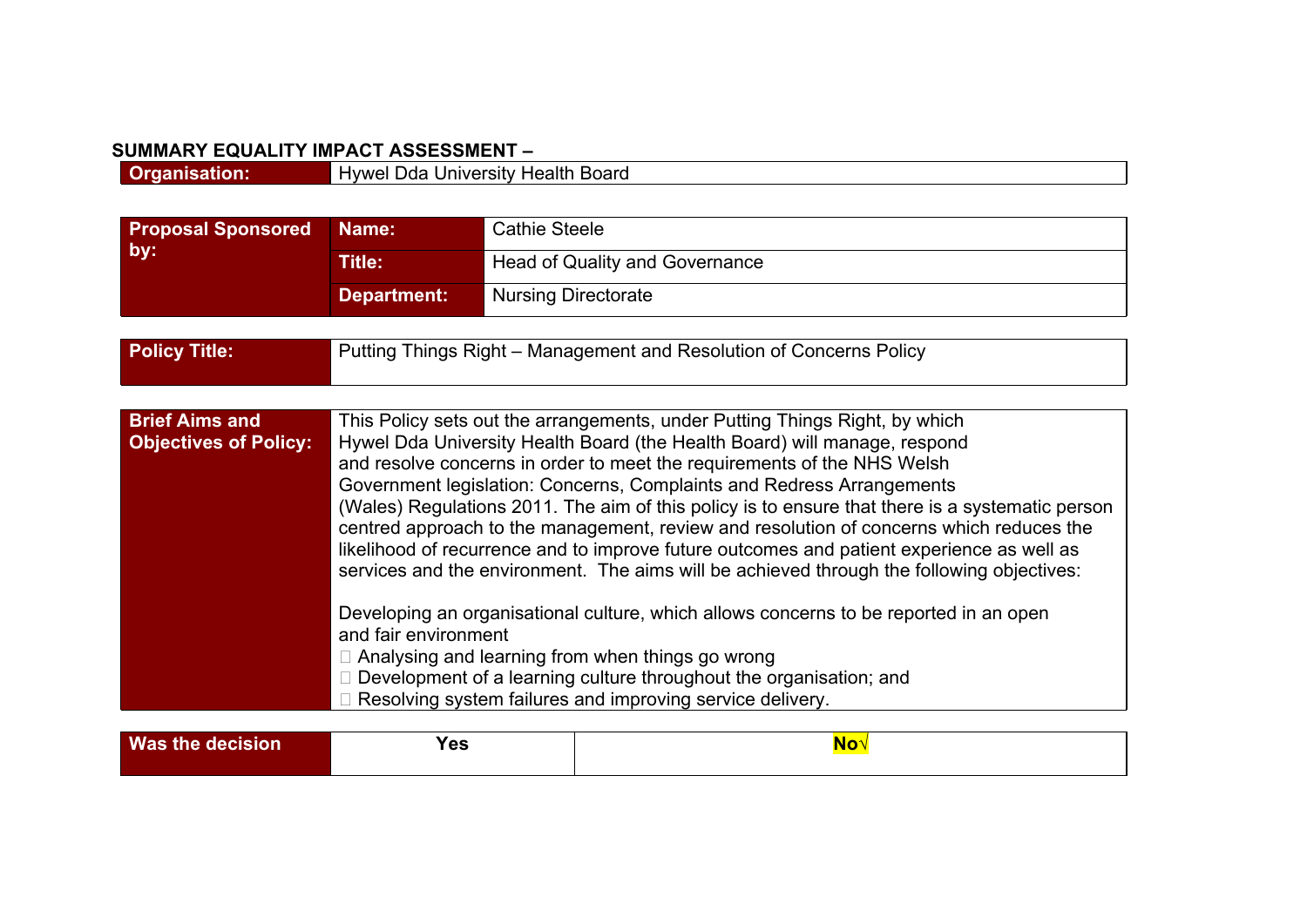**SUMMARY EQUALITY IMPACT ASSESSMENT –**

| Organisation: | Hywel Dda University Health Board |
|---|---|

| Proposal Sponsored by: | Name: | Cathie Steele |
|---|---|---|
| | Title: | Head of Quality and Governance |
| | Department: | Nursing Directorate |

| Policy Title: | Putting Things Right – Management and Resolution of Concerns Policy |
|---|---|

| Brief Aims and Objectives of Policy: | This Policy sets out the arrangements, under Putting Things Right, by which Hywel Dda University Health Board (the Health Board) will manage, respond and resolve concerns in order to meet the requirements of the NHS Welsh Government legislation: Concerns, Complaints and Redress Arrangements (Wales) Regulations 2011. The aim of this policy is to ensure that there is a systematic person centred approach to the management, review and resolution of concerns which reduces the likelihood of recurrence and to improve future outcomes and patient experience as well as services and the environment. The aims will be achieved through the following objectives:<br><br>Developing an organisational culture, which allows concerns to be reported in an open and fair environment<br>- Analysing and learning from when things go wrong<br>- Development of a learning culture throughout the organisation; and<br>- Resolving system failures and improving service delivery. |
|---|---|

| Was the decision | Yes | No√ |
|---|---|---|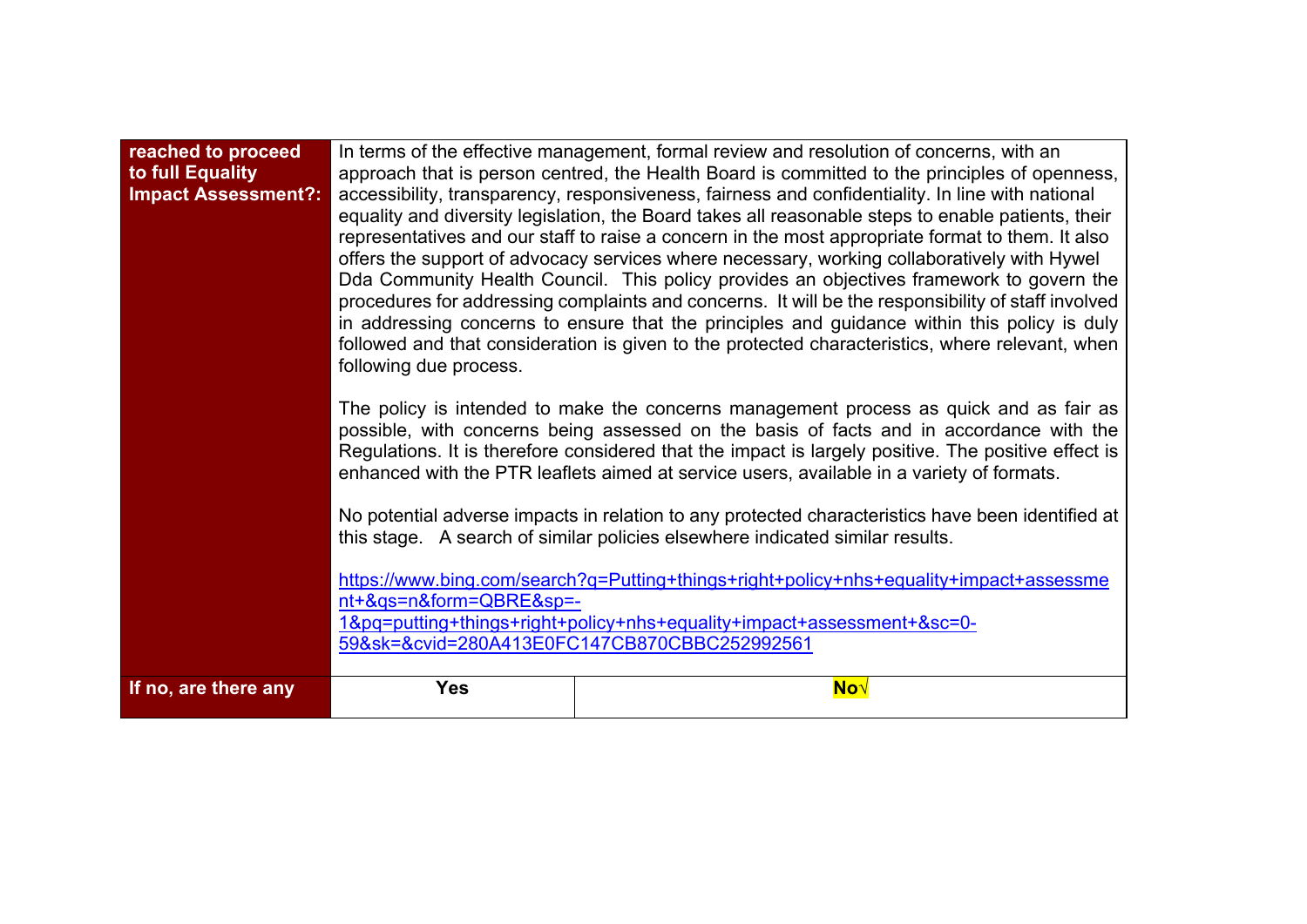| reached to proceed to full Equality Impact Assessment?: | In terms of the effective management, formal review and resolution of concerns, with an approach that is person centred, the Health Board is committed to the principles of openness, accessibility, transparency, responsiveness, fairness and confidentiality. In line with national equality and diversity legislation, the Board takes all reasonable steps to enable patients, their representatives and our staff to raise a concern in the most appropriate format to them. It also offers the support of advocacy services where necessary, working collaboratively with Hywel Dda Community Health Council. This policy provides an objectives framework to govern the procedures for addressing complaints and concerns. It will be the responsibility of staff involved in addressing concerns to ensure that the principles and guidance within this policy is duly followed and that consideration is given to the protected characteristics, where relevant, when following due process.<br><br>The policy is intended to make the concerns management process as quick and as fair as possible, with concerns being assessed on the basis of facts and in accordance with the Regulations. It is therefore considered that the impact is largely positive. The positive effect is enhanced with the PTR leaflets aimed at service users, available in a variety of formats.<br><br>No potential adverse impacts in relation to any protected characteristics have been identified at this stage. A search of similar policies elsewhere indicated similar results.<br><br>https://www.bing.com/search?q=Putting+things+right+policy+nhs+equality+impact+assessment+&qs=n&form=QBRE&sp=-1&pq=putting+things+right+policy+nhs+equality+impact+assessment+&sc=0-59&sk=&cvid=280A413E0FC147CB870CBBC252992561 | |
|---|---|---|
| **If no, are there any** | **Yes** | **No√** |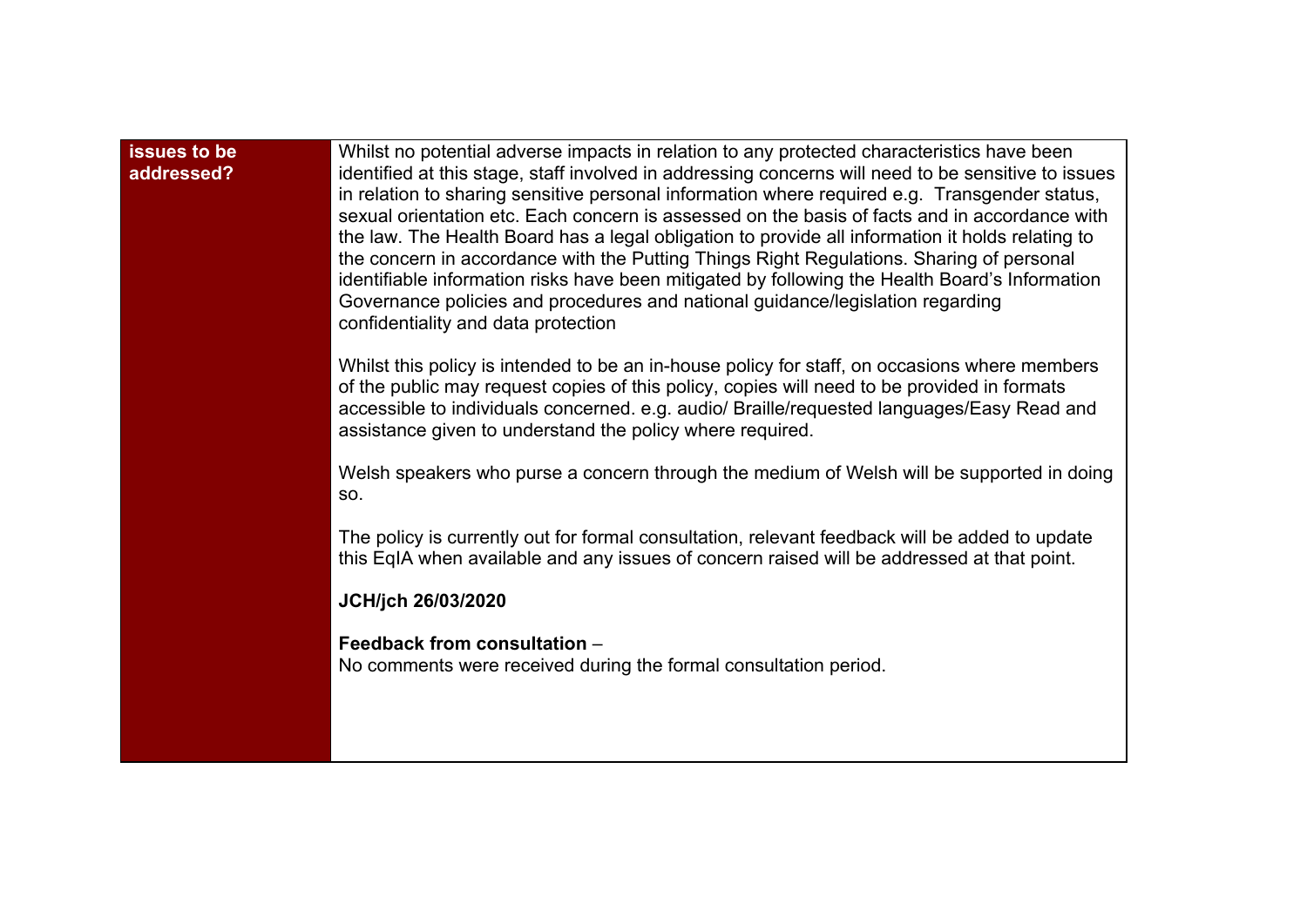| issues to be addressed? | Whilst no potential adverse impacts in relation to any protected characteristics have been identified at this stage, staff involved in addressing concerns will need to be sensitive to issues in relation to sharing sensitive personal information where required e.g. Transgender status, sexual orientation etc. Each concern is assessed on the basis of facts and in accordance with the law. The Health Board has a legal obligation to provide all information it holds relating to the concern in accordance with the Putting Things Right Regulations. Sharing of personal identifiable information risks have been mitigated by following the Health Board's Information Governance policies and procedures and national guidance/legislation regarding confidentiality and data protection<br><br>Whilst this policy is intended to be an in-house policy for staff, on occasions where members of the public may request copies of this policy, copies will need to be provided in formats accessible to individuals concerned. e.g. audio/ Braille/requested languages/Easy Read and assistance given to understand the policy where required.<br><br>Welsh speakers who purse a concern through the medium of Welsh will be supported in doing so.<br><br>The policy is currently out for formal consultation, relevant feedback will be added to update this EqIA when available and any issues of concern raised will be addressed at that point.<br><br>**JCH/jch 26/03/2020**<br><br>**Feedback from consultation** –<br>No comments were received during the formal consultation period. |
|---|---|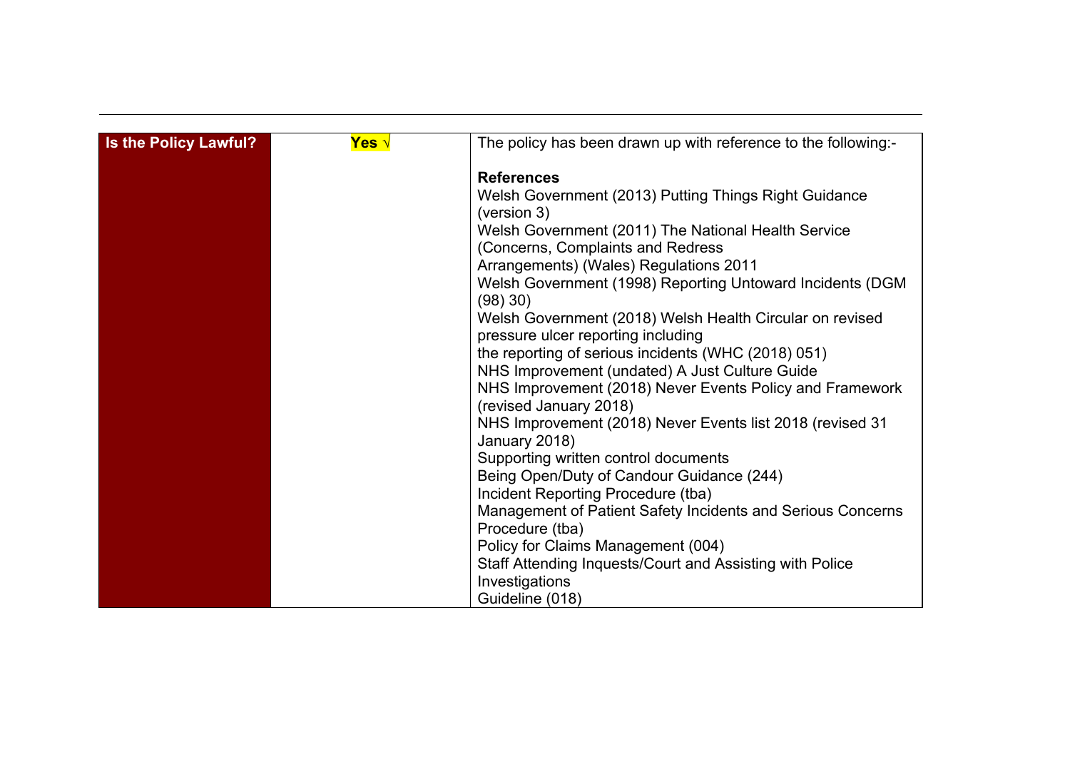| Is the Policy Lawful? | **Yes √** | The policy has been drawn up with reference to the following:-<br><br>**References**<br>Welsh Government (2013) Putting Things Right Guidance (version 3)<br>Welsh Government (2011) The National Health Service (Concerns, Complaints and Redress Arrangements) (Wales) Regulations 2011<br>Welsh Government (1998) Reporting Untoward Incidents (DGM (98) 30)<br>Welsh Government (2018) Welsh Health Circular on revised pressure ulcer reporting including the reporting of serious incidents (WHC (2018) 051)<br>NHS Improvement (undated) A Just Culture Guide<br>NHS Improvement (2018) Never Events Policy and Framework (revised January 2018)<br>NHS Improvement (2018) Never Events list 2018 (revised 31 January 2018)<br>Supporting written control documents<br>Being Open/Duty of Candour Guidance (244)<br>Incident Reporting Procedure (tba)<br>Management of Patient Safety Incidents and Serious Concerns Procedure (tba)<br>Policy for Claims Management (004)<br>Staff Attending Inquests/Court and Assisting with Police Investigations<br>Guideline (018) |
|---|---|---|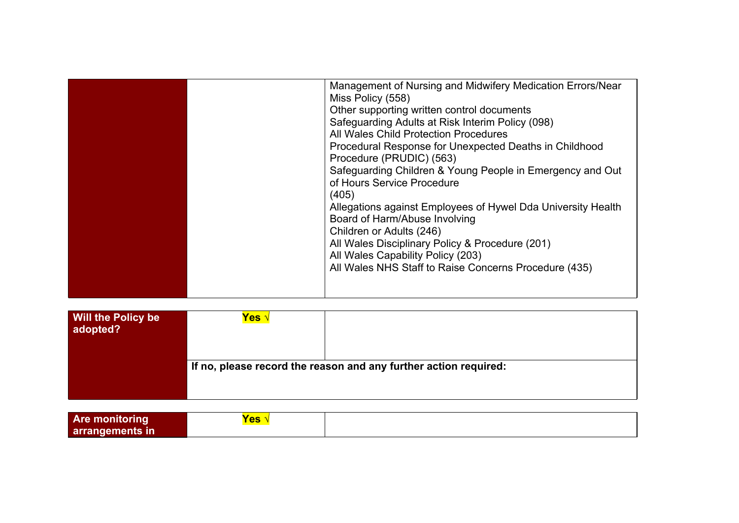| | | |
|---|---|---|
| | | Management of Nursing and Midwifery Medication Errors/Near Miss Policy (558)<br>Other supporting written control documents<br>Safeguarding Adults at Risk Interim Policy (098)<br>All Wales Child Protection Procedures<br>Procedural Response for Unexpected Deaths in Childhood Procedure (PRUDIC) (563)<br>Safeguarding Children & Young People in Emergency and Out of Hours Service Procedure<br>(405)<br>Allegations against Employees of Hywel Dda University Health Board of Harm/Abuse Involving<br>Children or Adults (246)<br>All Wales Disciplinary Policy & Procedure (201)<br>All Wales Capability Policy (203)<br>All Wales NHS Staff to Raise Concerns Procedure (435) |

| | | |
|---|---|---|
| **Will the Policy be adopted?** | **Yes √** | |
| | **If no, please record the reason and any further action required:** | |

| | | |
|---|---|---|
| **Are monitoring arrangements in** | **Yes √** | |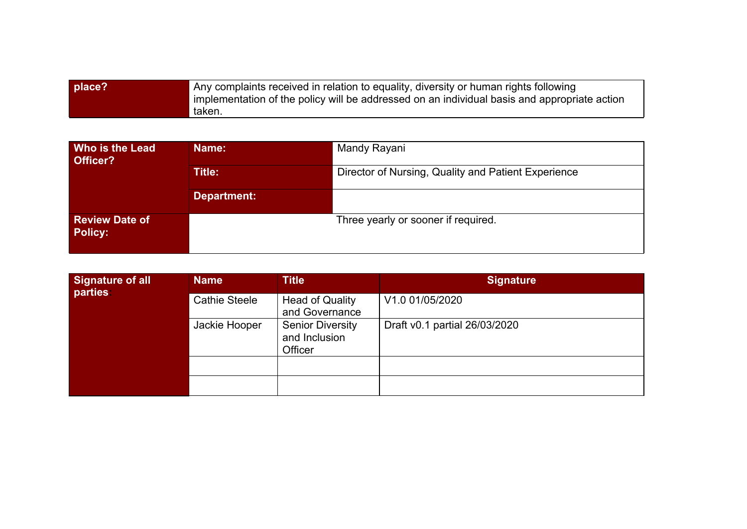| place? | Any complaints received in relation to equality, diversity or human rights following implementation of the policy will be addressed on an individual basis and appropriate action taken. |
|---|---|

| Who is the Lead Officer? | Name: | Mandy Rayani |
|---|---|---|
| | Title: | Director of Nursing, Quality and Patient Experience |
| | Department: | |
| Review Date of Policy: | Three yearly or sooner if required. | |

| Signature of all parties | Name | Title | Signature |
|---|---|---|---|
| | Cathie Steele | Head of Quality and Governance | V1.0 01/05/2020 |
| | Jackie Hooper | Senior Diversity and Inclusion Officer | Draft v0.1 partial 26/03/2020 |
| | | | |
| | | | |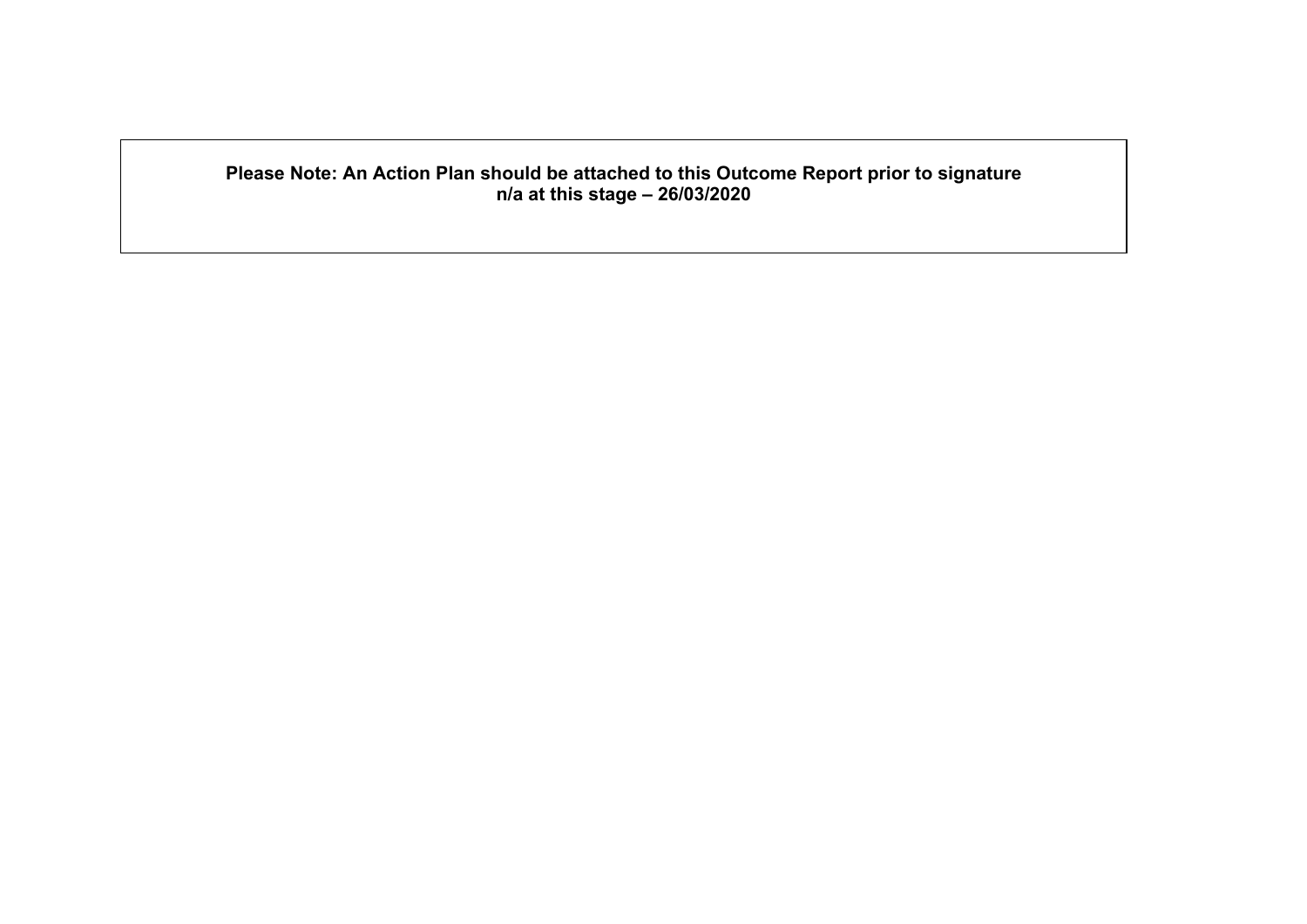**Please Note: An Action Plan should be attached to this Outcome Report prior to signature**
**n/a at this stage – 26/03/2020**